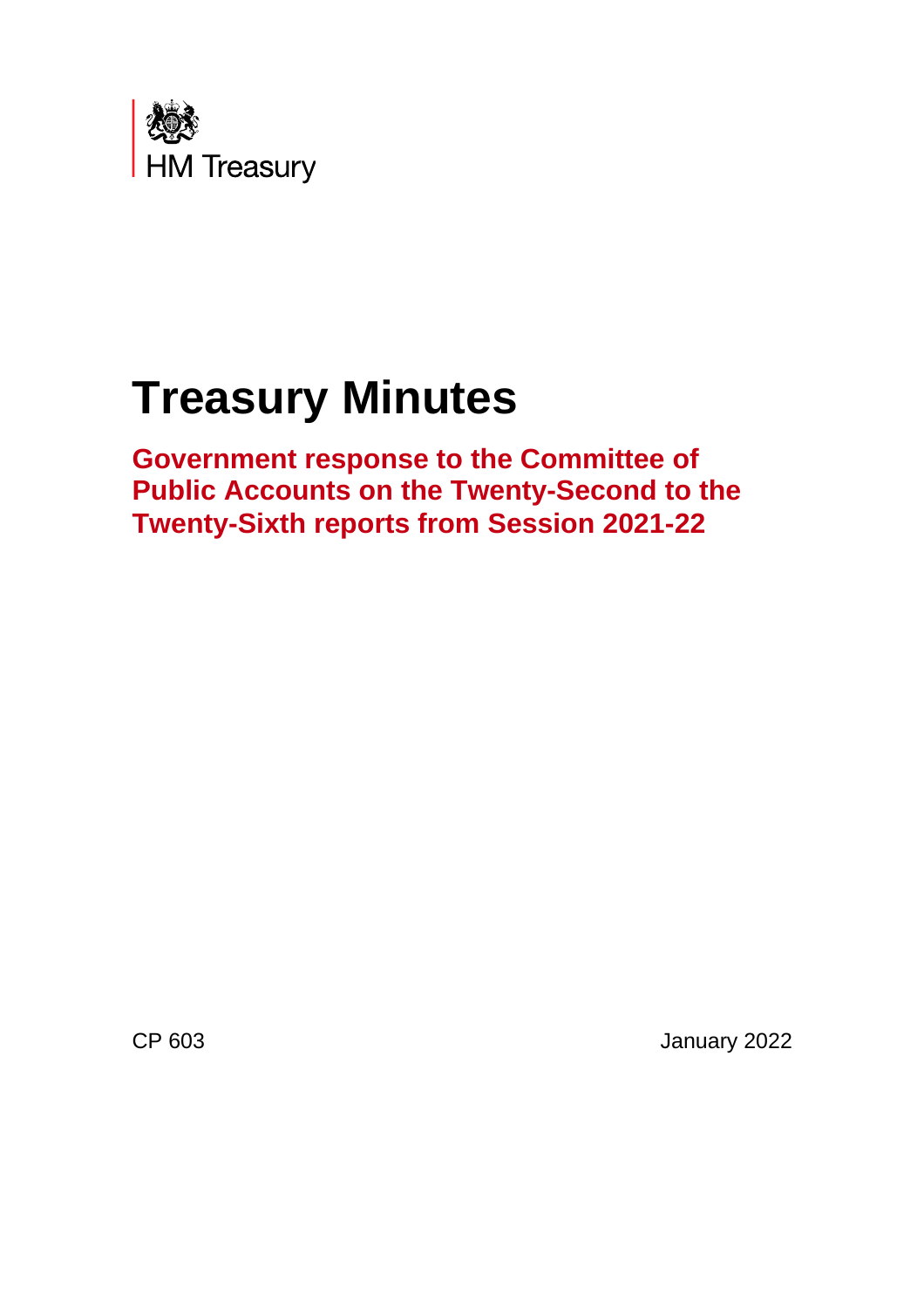HM Treasury

# Treasury Minutes

## Government response to the Committee of Public Accounts on the Twenty-Second to the Twenty-Sixth reports from Session 2021-22

CP 603

January 2022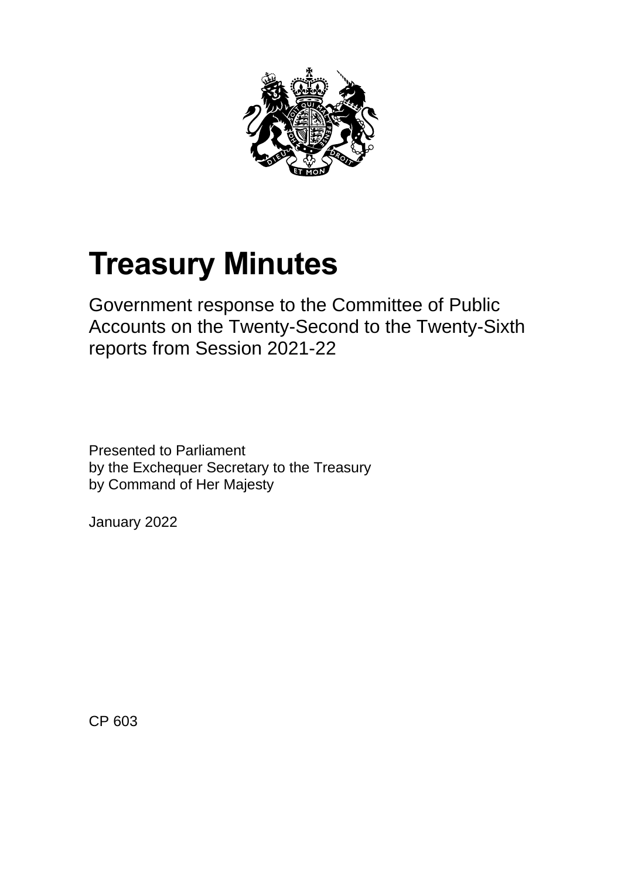# Treasury Minutes

Government response to the Committee of Public Accounts on the Twenty-Second to the Twenty-Sixth reports from Session 2021-22

Presented to Parliament
by the Exchequer Secretary to the Treasury
by Command of Her Majesty

January 2022

CP 603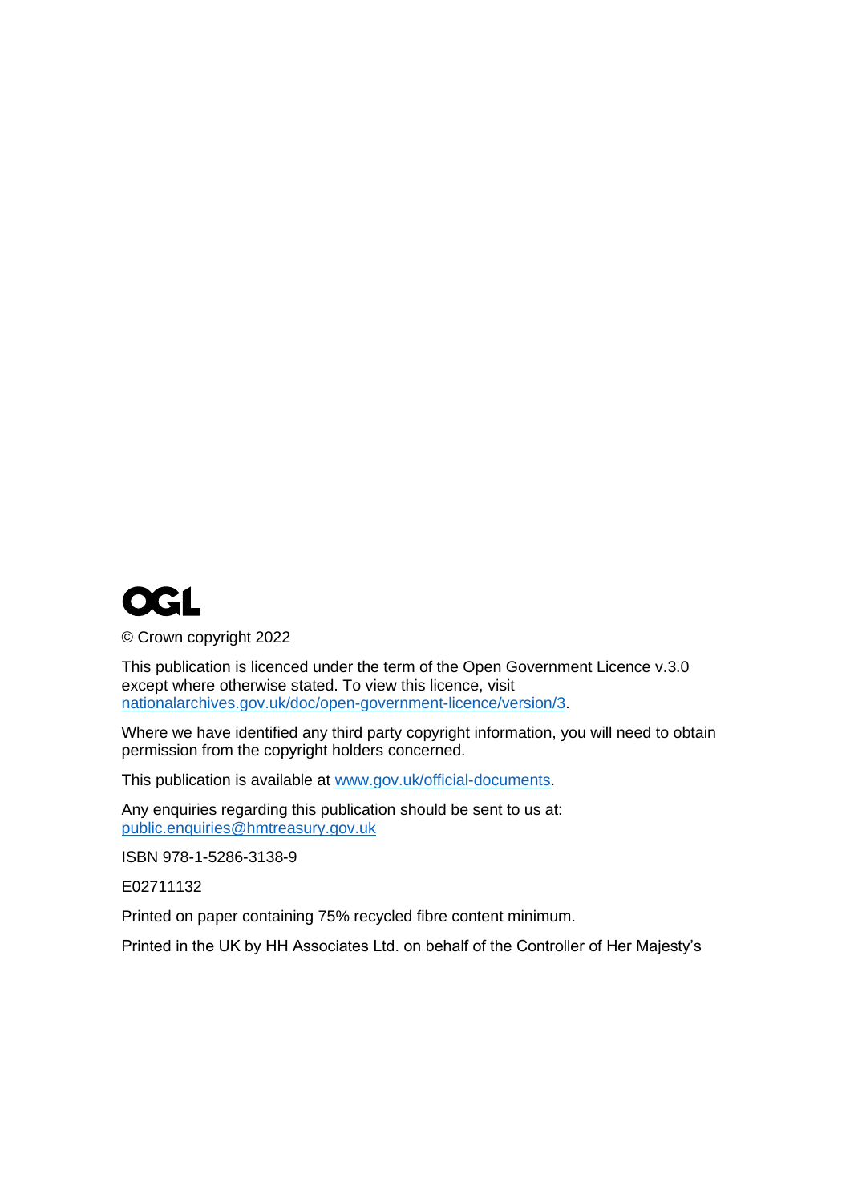OGL

© Crown copyright 2022

This publication is licenced under the term of the Open Government Licence v.3.0 except where otherwise stated. To view this licence, visit nationalarchives.gov.uk/doc/open-government-licence/version/3.

Where we have identified any third party copyright information, you will need to obtain permission from the copyright holders concerned.

This publication is available at www.gov.uk/official-documents.

Any enquiries regarding this publication should be sent to us at: public.enquiries@hmtreasury.gov.uk

ISBN 978-1-5286-3138-9

E02711132

Printed on paper containing 75% recycled fibre content minimum.

Printed in the UK by HH Associates Ltd. on behalf of the Controller of Her Majesty's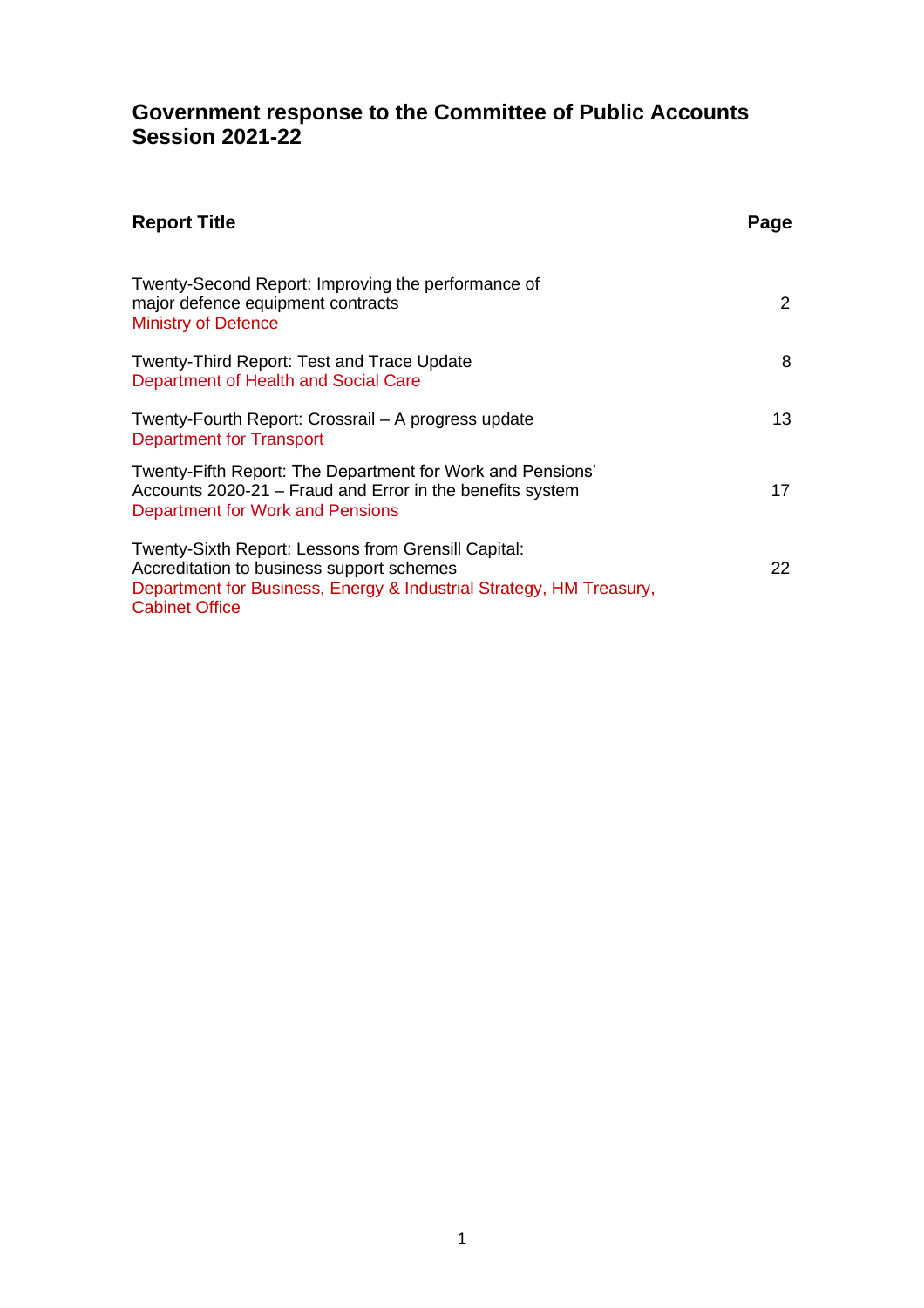# Government response to the Committee of Public Accounts Session 2021-22

| Report Title | Page |
|---|---|
| Twenty-Second Report: Improving the performance of major defence equipment contracts<br>Ministry of Defence | 2 |
| Twenty-Third Report: Test and Trace Update<br>Department of Health and Social Care | 8 |
| Twenty-Fourth Report: Crossrail – A progress update<br>Department for Transport | 13 |
| Twenty-Fifth Report: The Department for Work and Pensions' Accounts 2020-21 – Fraud and Error in the benefits system<br>Department for Work and Pensions | 17 |
| Twenty-Sixth Report: Lessons from Grensill Capital: Accreditation to business support schemes<br>Department for Business, Energy & Industrial Strategy, HM Treasury, Cabinet Office | 22 |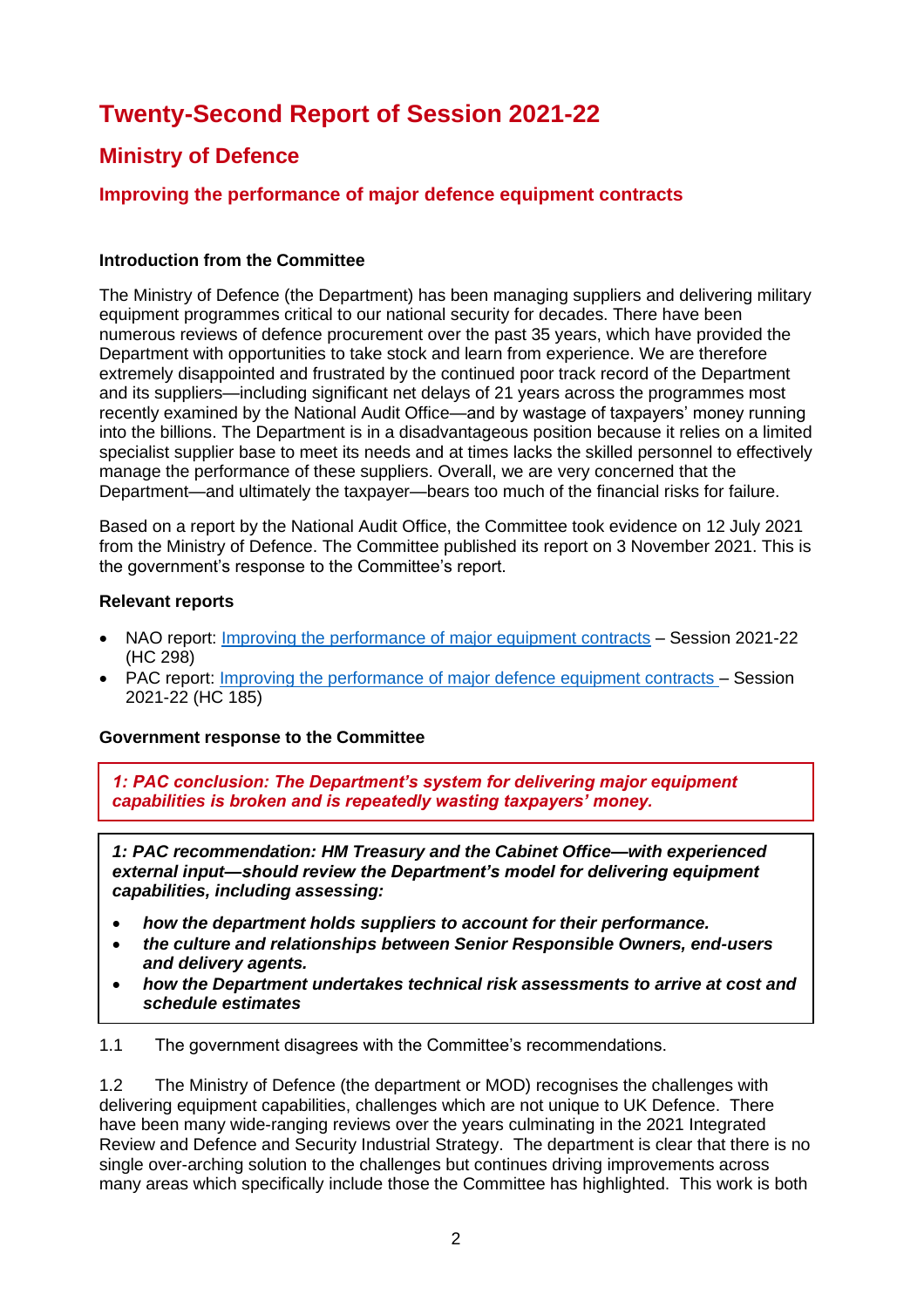# Twenty-Second Report of Session 2021-22

## Ministry of Defence

### Improving the performance of major defence equipment contracts

**Introduction from the Committee**

The Ministry of Defence (the Department) has been managing suppliers and delivering military equipment programmes critical to our national security for decades. There have been numerous reviews of defence procurement over the past 35 years, which have provided the Department with opportunities to take stock and learn from experience. We are therefore extremely disappointed and frustrated by the continued poor track record of the Department and its suppliers—including significant net delays of 21 years across the programmes most recently examined by the National Audit Office—and by wastage of taxpayers' money running into the billions. The Department is in a disadvantageous position because it relies on a limited specialist supplier base to meet its needs and at times lacks the skilled personnel to effectively manage the performance of these suppliers. Overall, we are very concerned that the Department—and ultimately the taxpayer—bears too much of the financial risks for failure.

Based on a report by the National Audit Office, the Committee took evidence on 12 July 2021 from the Ministry of Defence. The Committee published its report on 3 November 2021. This is the government's response to the Committee's report.

**Relevant reports**

- NAO report: Improving the performance of major equipment contracts – Session 2021-22 (HC 298)
- PAC report: Improving the performance of major defence equipment contracts – Session 2021-22 (HC 185)

**Government response to the Committee**

***1: PAC conclusion: The Department's system for delivering major equipment capabilities is broken and is repeatedly wasting taxpayers' money.***

***1: PAC recommendation: HM Treasury and the Cabinet Office—with experienced external input—should review the Department's model for delivering equipment capabilities, including assessing:***

- ***how the department holds suppliers to account for their performance.***
- ***the culture and relationships between Senior Responsible Owners, end-users and delivery agents.***
- ***how the Department undertakes technical risk assessments to arrive at cost and schedule estimates***

1.1 The government disagrees with the Committee's recommendations.

1.2 The Ministry of Defence (the department or MOD) recognises the challenges with delivering equipment capabilities, challenges which are not unique to UK Defence. There have been many wide-ranging reviews over the years culminating in the 2021 Integrated Review and Defence and Security Industrial Strategy. The department is clear that there is no single over-arching solution to the challenges but continues driving improvements across many areas which specifically include those the Committee has highlighted. This work is both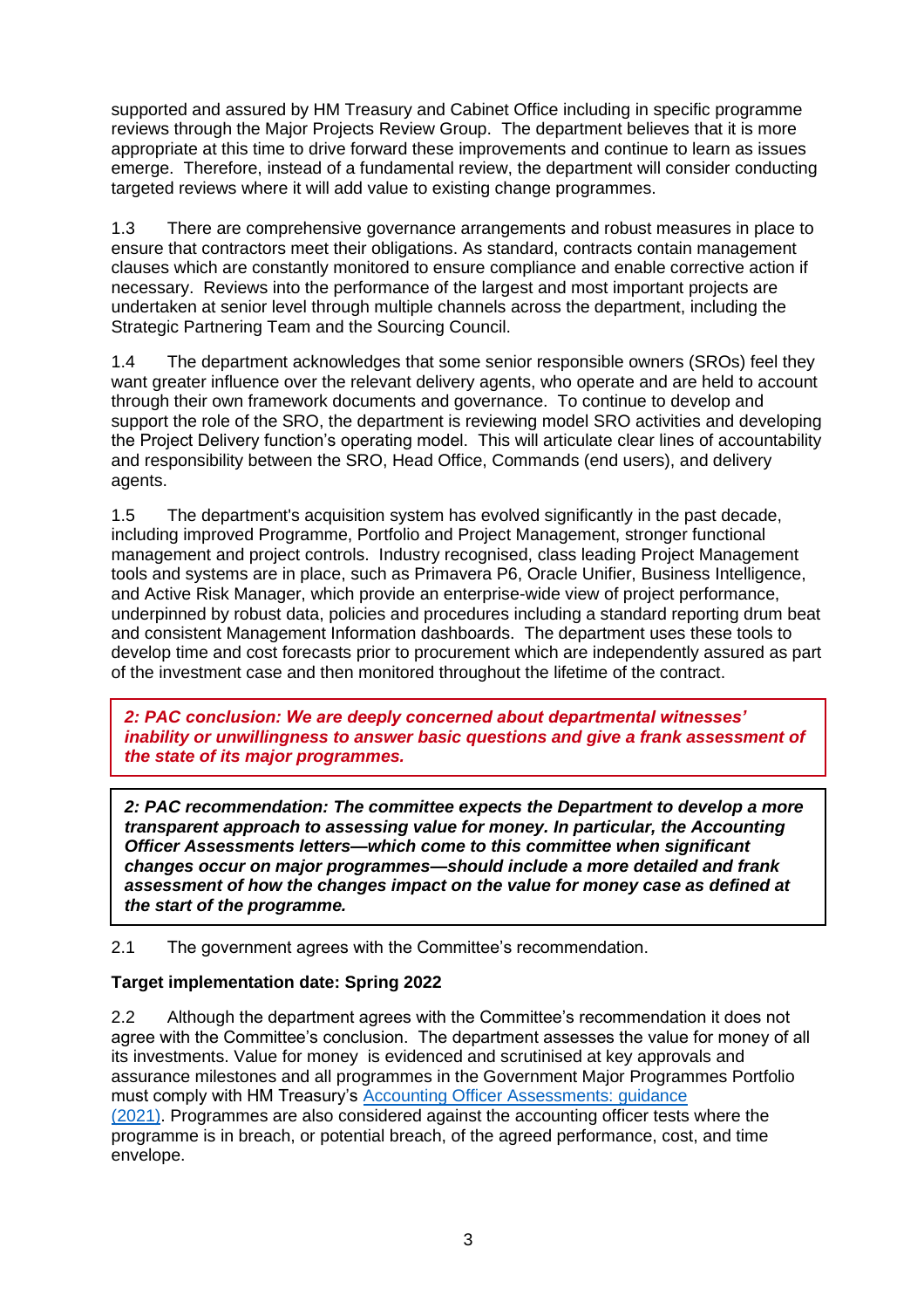supported and assured by HM Treasury and Cabinet Office including in specific programme reviews through the Major Projects Review Group. The department believes that it is more appropriate at this time to drive forward these improvements and continue to learn as issues emerge. Therefore, instead of a fundamental review, the department will consider conducting targeted reviews where it will add value to existing change programmes.

1.3 There are comprehensive governance arrangements and robust measures in place to ensure that contractors meet their obligations. As standard, contracts contain management clauses which are constantly monitored to ensure compliance and enable corrective action if necessary. Reviews into the performance of the largest and most important projects are undertaken at senior level through multiple channels across the department, including the Strategic Partnering Team and the Sourcing Council.

1.4 The department acknowledges that some senior responsible owners (SROs) feel they want greater influence over the relevant delivery agents, who operate and are held to account through their own framework documents and governance. To continue to develop and support the role of the SRO, the department is reviewing model SRO activities and developing the Project Delivery function's operating model. This will articulate clear lines of accountability and responsibility between the SRO, Head Office, Commands (end users), and delivery agents.

1.5 The department's acquisition system has evolved significantly in the past decade, including improved Programme, Portfolio and Project Management, stronger functional management and project controls. Industry recognised, class leading Project Management tools and systems are in place, such as Primavera P6, Oracle Unifier, Business Intelligence, and Active Risk Manager, which provide an enterprise-wide view of project performance, underpinned by robust data, policies and procedures including a standard reporting drum beat and consistent Management Information dashboards. The department uses these tools to develop time and cost forecasts prior to procurement which are independently assured as part of the investment case and then monitored throughout the lifetime of the contract.

***2: PAC conclusion: We are deeply concerned about departmental witnesses' inability or unwillingness to answer basic questions and give a frank assessment of the state of its major programmes.***

***2: PAC recommendation: The committee expects the Department to develop a more transparent approach to assessing value for money. In particular, the Accounting Officer Assessments letters—which come to this committee when significant changes occur on major programmes—should include a more detailed and frank assessment of how the changes impact on the value for money case as defined at the start of the programme.***

2.1 The government agrees with the Committee's recommendation.

**Target implementation date: Spring 2022**

2.2 Although the department agrees with the Committee's recommendation it does not agree with the Committee's conclusion. The department assesses the value for money of all its investments. Value for money is evidenced and scrutinised at key approvals and assurance milestones and all programmes in the Government Major Programmes Portfolio must comply with HM Treasury's [Accounting Officer Assessments: guidance (2021)](). Programmes are also considered against the accounting officer tests where the programme is in breach, or potential breach, of the agreed performance, cost, and time envelope.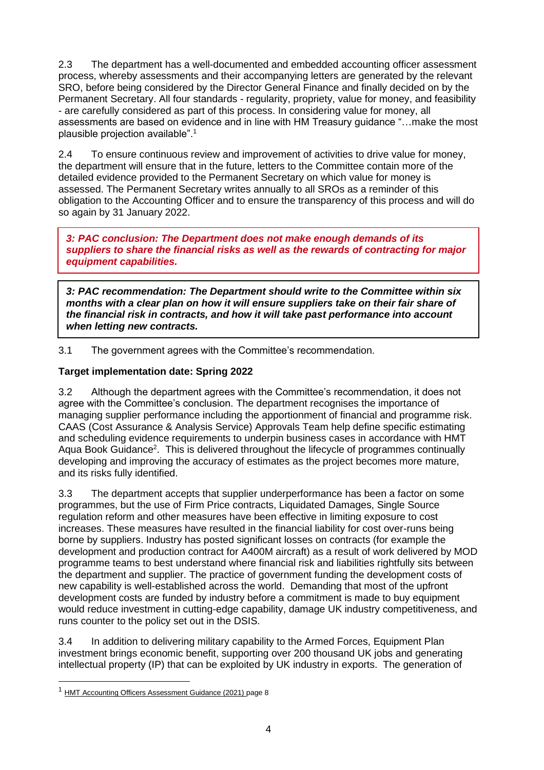2.3 The department has a well-documented and embedded accounting officer assessment process, whereby assessments and their accompanying letters are generated by the relevant SRO, before being considered by the Director General Finance and finally decided on by the Permanent Secretary. All four standards - regularity, propriety, value for money, and feasibility - are carefully considered as part of this process. In considering value for money, all assessments are based on evidence and in line with HM Treasury guidance "…make the most plausible projection available".[1]

2.4 To ensure continuous review and improvement of activities to drive value for money, the department will ensure that in the future, letters to the Committee contain more of the detailed evidence provided to the Permanent Secretary on which value for money is assessed. The Permanent Secretary writes annually to all SROs as a reminder of this obligation to the Accounting Officer and to ensure the transparency of this process and will do so again by 31 January 2022.

***3: PAC conclusion: The Department does not make enough demands of its suppliers to share the financial risks as well as the rewards of contracting for major equipment capabilities.***

***3: PAC recommendation: The Department should write to the Committee within six months with a clear plan on how it will ensure suppliers take on their fair share of the financial risk in contracts, and how it will take past performance into account when letting new contracts.***

3.1 The government agrees with the Committee's recommendation.

**Target implementation date: Spring 2022**

3.2 Although the department agrees with the Committee's recommendation, it does not agree with the Committee's conclusion. The department recognises the importance of managing supplier performance including the apportionment of financial and programme risk. CAAS (Cost Assurance & Analysis Service) Approvals Team help define specific estimating and scheduling evidence requirements to underpin business cases in accordance with HMT Aqua Book Guidance[2]. This is delivered throughout the lifecycle of programmes continually developing and improving the accuracy of estimates as the project becomes more mature, and its risks fully identified.

3.3 The department accepts that supplier underperformance has been a factor on some programmes, but the use of Firm Price contracts, Liquidated Damages, Single Source regulation reform and other measures have been effective in limiting exposure to cost increases. These measures have resulted in the financial liability for cost over-runs being borne by suppliers. Industry has posted significant losses on contracts (for example the development and production contract for A400M aircraft) as a result of work delivered by MOD programme teams to best understand where financial risk and liabilities rightfully sits between the department and supplier. The practice of government funding the development costs of new capability is well-established across the world. Demanding that most of the upfront development costs are funded by industry before a commitment is made to buy equipment would reduce investment in cutting-edge capability, damage UK industry competitiveness, and runs counter to the policy set out in the DSIS.

3.4 In addition to delivering military capability to the Armed Forces, Equipment Plan investment brings economic benefit, supporting over 200 thousand UK jobs and generating intellectual property (IP) that can be exploited by UK industry in exports. The generation of

[1] HMT Accounting Officers Assessment Guidance (2021) page 8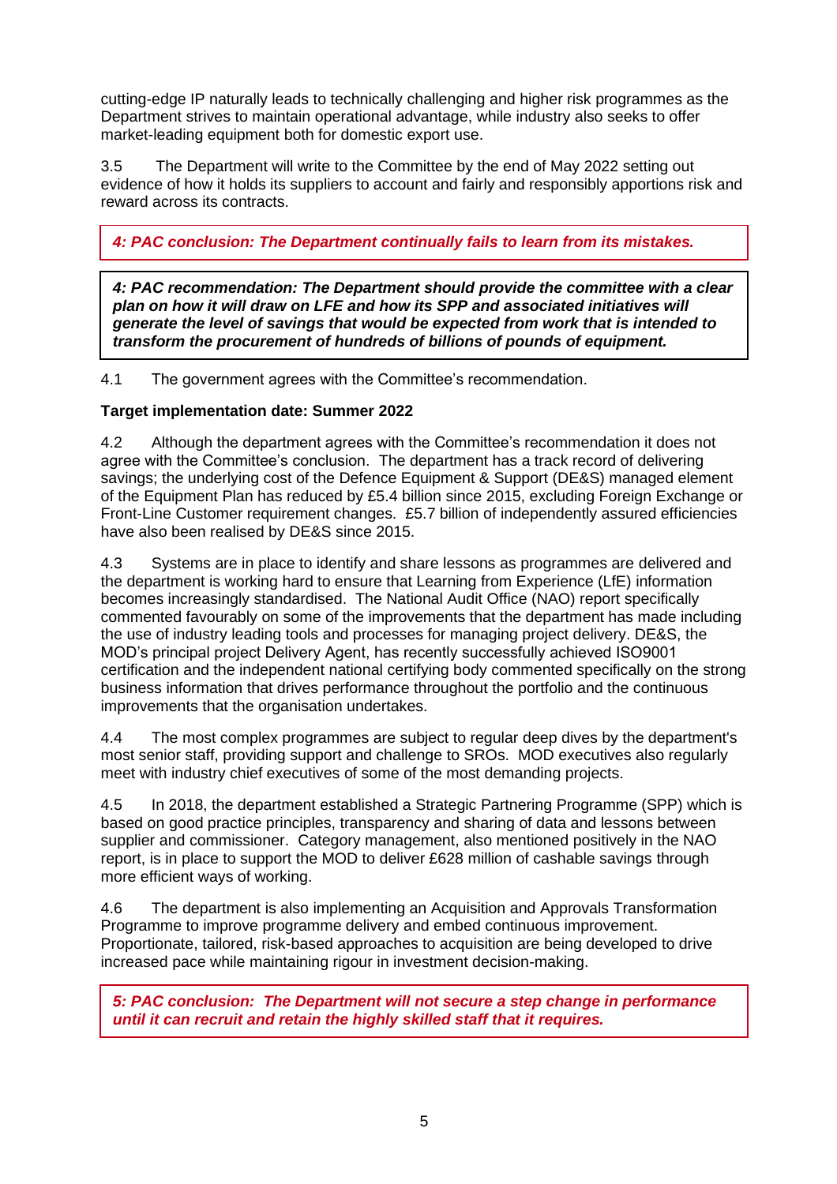cutting-edge IP naturally leads to technically challenging and higher risk programmes as the Department strives to maintain operational advantage, while industry also seeks to offer market-leading equipment both for domestic export use.

3.5 The Department will write to the Committee by the end of May 2022 setting out evidence of how it holds its suppliers to account and fairly and responsibly apportions risk and reward across its contracts.

***4: PAC conclusion: The Department continually fails to learn from its mistakes.***

***4: PAC recommendation: The Department should provide the committee with a clear plan on how it will draw on LFE and how its SPP and associated initiatives will generate the level of savings that would be expected from work that is intended to transform the procurement of hundreds of billions of pounds of equipment.***

4.1 The government agrees with the Committee's recommendation.

**Target implementation date: Summer 2022**

4.2 Although the department agrees with the Committee's recommendation it does not agree with the Committee's conclusion. The department has a track record of delivering savings; the underlying cost of the Defence Equipment & Support (DE&S) managed element of the Equipment Plan has reduced by £5.4 billion since 2015, excluding Foreign Exchange or Front-Line Customer requirement changes. £5.7 billion of independently assured efficiencies have also been realised by DE&S since 2015.

4.3 Systems are in place to identify and share lessons as programmes are delivered and the department is working hard to ensure that Learning from Experience (LfE) information becomes increasingly standardised. The National Audit Office (NAO) report specifically commented favourably on some of the improvements that the department has made including the use of industry leading tools and processes for managing project delivery. DE&S, the MOD's principal project Delivery Agent, has recently successfully achieved ISO9001 certification and the independent national certifying body commented specifically on the strong business information that drives performance throughout the portfolio and the continuous improvements that the organisation undertakes.

4.4 The most complex programmes are subject to regular deep dives by the department's most senior staff, providing support and challenge to SROs. MOD executives also regularly meet with industry chief executives of some of the most demanding projects.

4.5 In 2018, the department established a Strategic Partnering Programme (SPP) which is based on good practice principles, transparency and sharing of data and lessons between supplier and commissioner. Category management, also mentioned positively in the NAO report, is in place to support the MOD to deliver £628 million of cashable savings through more efficient ways of working.

4.6 The department is also implementing an Acquisition and Approvals Transformation Programme to improve programme delivery and embed continuous improvement. Proportionate, tailored, risk-based approaches to acquisition are being developed to drive increased pace while maintaining rigour in investment decision-making.

***5: PAC conclusion: The Department will not secure a step change in performance until it can recruit and retain the highly skilled staff that it requires.***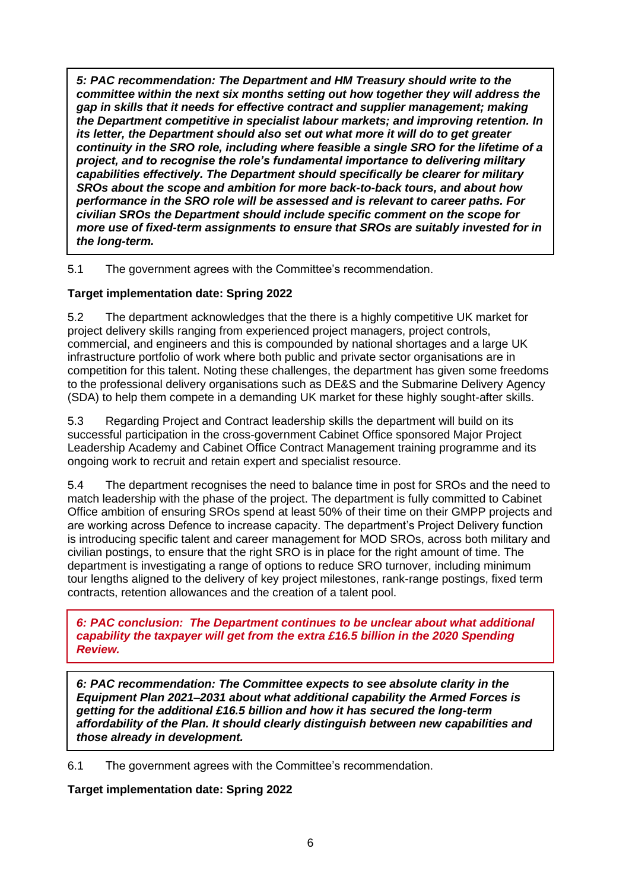***5: PAC recommendation: The Department and HM Treasury should write to the committee within the next six months setting out how together they will address the gap in skills that it needs for effective contract and supplier management; making the Department competitive in specialist labour markets; and improving retention. In its letter, the Department should also set out what more it will do to get greater continuity in the SRO role, including where feasible a single SRO for the lifetime of a project, and to recognise the role's fundamental importance to delivering military capabilities effectively. The Department should specifically be clearer for military SROs about the scope and ambition for more back-to-back tours, and about how performance in the SRO role will be assessed and is relevant to career paths. For civilian SROs the Department should include specific comment on the scope for more use of fixed-term assignments to ensure that SROs are suitably invested for in the long-term.***

5.1 The government agrees with the Committee's recommendation.

**Target implementation date: Spring 2022**

5.2 The department acknowledges that the there is a highly competitive UK market for project delivery skills ranging from experienced project managers, project controls, commercial, and engineers and this is compounded by national shortages and a large UK infrastructure portfolio of work where both public and private sector organisations are in competition for this talent. Noting these challenges, the department has given some freedoms to the professional delivery organisations such as DE&S and the Submarine Delivery Agency (SDA) to help them compete in a demanding UK market for these highly sought-after skills.

5.3 Regarding Project and Contract leadership skills the department will build on its successful participation in the cross-government Cabinet Office sponsored Major Project Leadership Academy and Cabinet Office Contract Management training programme and its ongoing work to recruit and retain expert and specialist resource.

5.4 The department recognises the need to balance time in post for SROs and the need to match leadership with the phase of the project. The department is fully committed to Cabinet Office ambition of ensuring SROs spend at least 50% of their time on their GMPP projects and are working across Defence to increase capacity. The department's Project Delivery function is introducing specific talent and career management for MOD SROs, across both military and civilian postings, to ensure that the right SRO is in place for the right amount of time. The department is investigating a range of options to reduce SRO turnover, including minimum tour lengths aligned to the delivery of key project milestones, rank-range postings, fixed term contracts, retention allowances and the creation of a talent pool.

***6: PAC conclusion: The Department continues to be unclear about what additional capability the taxpayer will get from the extra £16.5 billion in the 2020 Spending Review.***

***6: PAC recommendation: The Committee expects to see absolute clarity in the Equipment Plan 2021–2031 about what additional capability the Armed Forces is getting for the additional £16.5 billion and how it has secured the long-term affordability of the Plan. It should clearly distinguish between new capabilities and those already in development.***

6.1 The government agrees with the Committee's recommendation.

**Target implementation date: Spring 2022**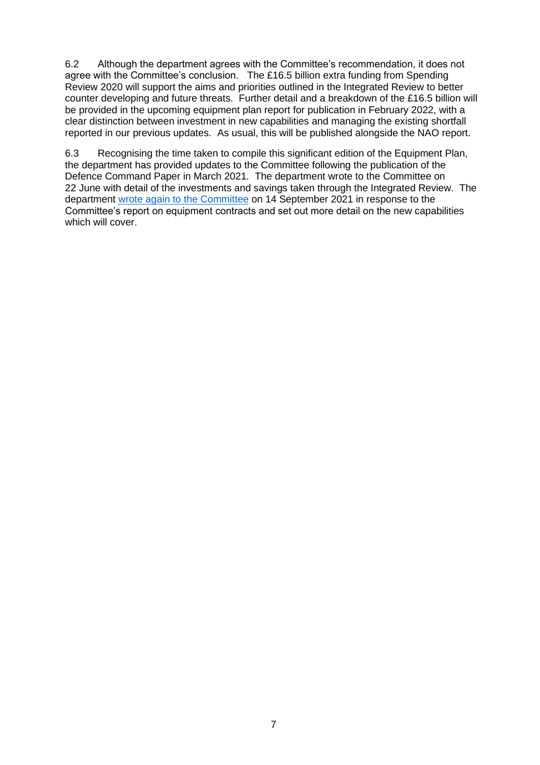6.2 Although the department agrees with the Committee's recommendation, it does not agree with the Committee's conclusion. The £16.5 billion extra funding from Spending Review 2020 will support the aims and priorities outlined in the Integrated Review to better counter developing and future threats. Further detail and a breakdown of the £16.5 billion will be provided in the upcoming equipment plan report for publication in February 2022, with a clear distinction between investment in new capabilities and managing the existing shortfall reported in our previous updates. As usual, this will be published alongside the NAO report.

6.3 Recognising the time taken to compile this significant edition of the Equipment Plan, the department has provided updates to the Committee following the publication of the Defence Command Paper in March 2021. The department wrote to the Committee on 22 June with detail of the investments and savings taken through the Integrated Review. The department wrote again to the Committee on 14 September 2021 in response to the Committee's report on equipment contracts and set out more detail on the new capabilities which will cover.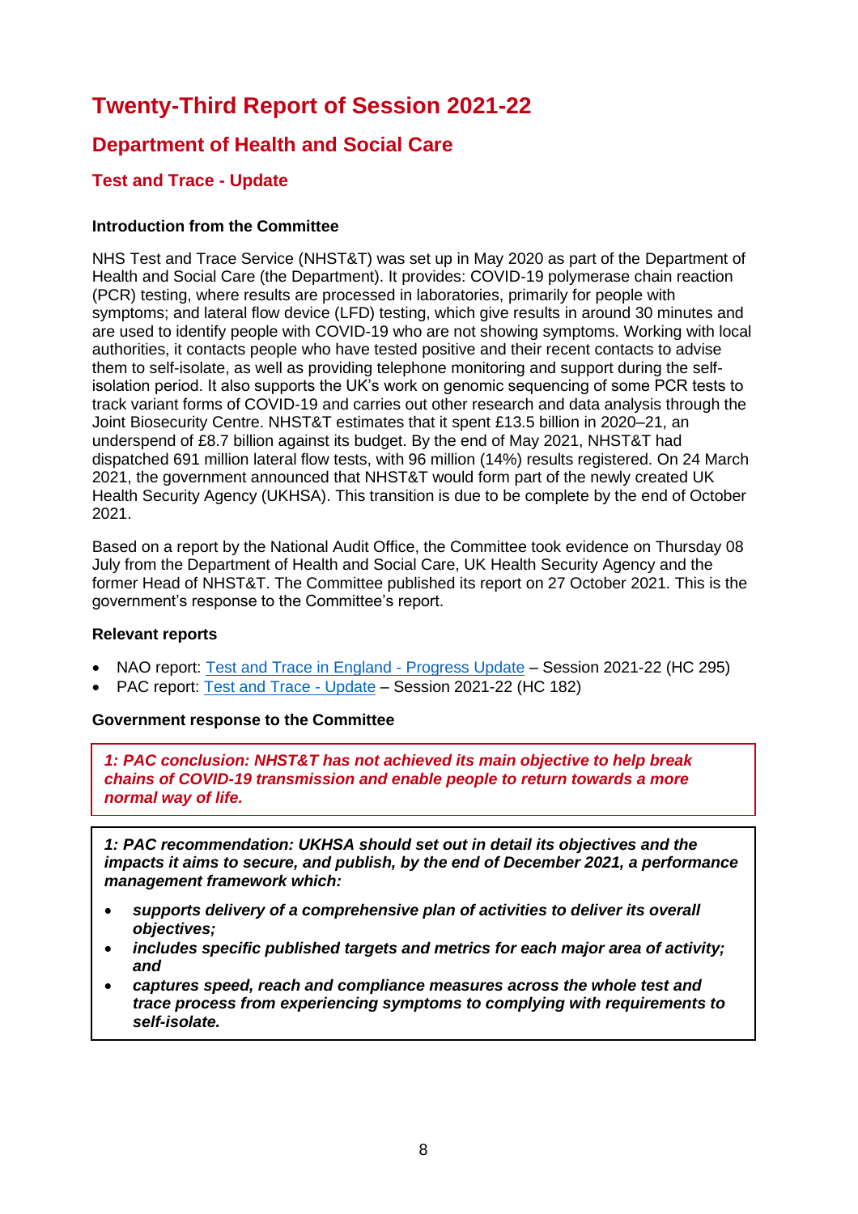# Twenty-Third Report of Session 2021-22

## Department of Health and Social Care

### Test and Trace - Update

**Introduction from the Committee**

NHS Test and Trace Service (NHST&T) was set up in May 2020 as part of the Department of Health and Social Care (the Department). It provides: COVID-19 polymerase chain reaction (PCR) testing, where results are processed in laboratories, primarily for people with symptoms; and lateral flow device (LFD) testing, which give results in around 30 minutes and are used to identify people with COVID-19 who are not showing symptoms. Working with local authorities, it contacts people who have tested positive and their recent contacts to advise them to self-isolate, as well as providing telephone monitoring and support during the self-isolation period. It also supports the UK's work on genomic sequencing of some PCR tests to track variant forms of COVID-19 and carries out other research and data analysis through the Joint Biosecurity Centre. NHST&T estimates that it spent £13.5 billion in 2020–21, an underspend of £8.7 billion against its budget. By the end of May 2021, NHST&T had dispatched 691 million lateral flow tests, with 96 million (14%) results registered. On 24 March 2021, the government announced that NHST&T would form part of the newly created UK Health Security Agency (UKHSA). This transition is due to be complete by the end of October 2021.

Based on a report by the National Audit Office, the Committee took evidence on Thursday 08 July from the Department of Health and Social Care, UK Health Security Agency and the former Head of NHST&T. The Committee published its report on 27 October 2021. This is the government's response to the Committee's report.

**Relevant reports**

- NAO report: Test and Trace in England - Progress Update – Session 2021-22 (HC 295)
- PAC report: Test and Trace - Update – Session 2021-22 (HC 182)

**Government response to the Committee**

***1: PAC conclusion: NHST&T has not achieved its main objective to help break chains of COVID-19 transmission and enable people to return towards a more normal way of life.***

***1: PAC recommendation: UKHSA should set out in detail its objectives and the impacts it aims to secure, and publish, by the end of December 2021, a performance management framework which:***

- ***supports delivery of a comprehensive plan of activities to deliver its overall objectives;***
- ***includes specific published targets and metrics for each major area of activity; and***
- ***captures speed, reach and compliance measures across the whole test and trace process from experiencing symptoms to complying with requirements to self-isolate.***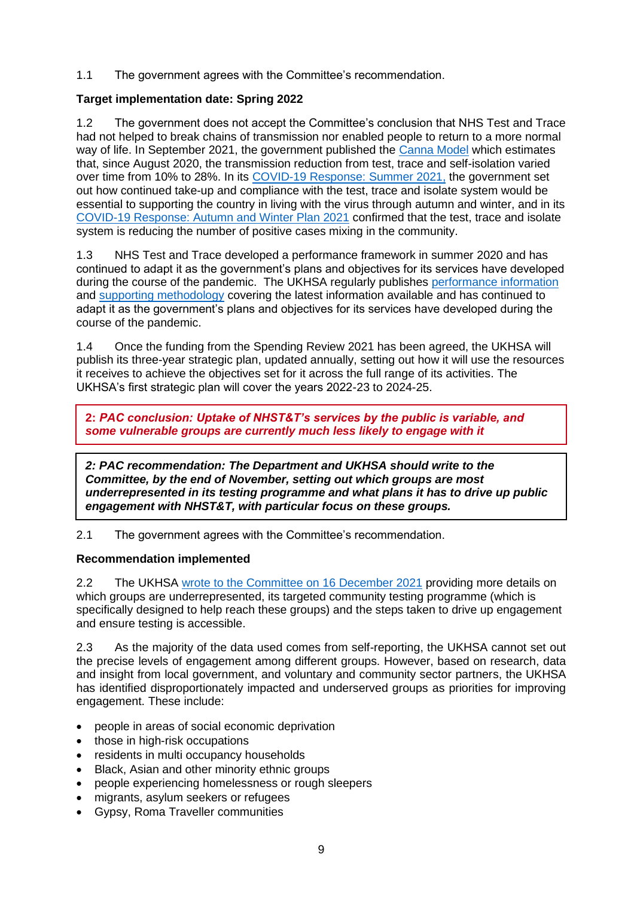1.1 The government agrees with the Committee's recommendation.

**Target implementation date: Spring 2022**

1.2 The government does not accept the Committee's conclusion that NHS Test and Trace had not helped to break chains of transmission nor enabled people to return to a more normal way of life. In September 2021, the government published the Canna Model which estimates that, since August 2020, the transmission reduction from test, trace and self-isolation varied over time from 10% to 28%. In its COVID-19 Response: Summer 2021, the government set out how continued take-up and compliance with the test, trace and isolate system would be essential to supporting the country in living with the virus through autumn and winter, and in its COVID-19 Response: Autumn and Winter Plan 2021 confirmed that the test, trace and isolate system is reducing the number of positive cases mixing in the community.

1.3 NHS Test and Trace developed a performance framework in summer 2020 and has continued to adapt it as the government's plans and objectives for its services have developed during the course of the pandemic. The UKHSA regularly publishes performance information and supporting methodology covering the latest information available and has continued to adapt it as the government's plans and objectives for its services have developed during the course of the pandemic.

1.4 Once the funding from the Spending Review 2021 has been agreed, the UKHSA will publish its three-year strategic plan, updated annually, setting out how it will use the resources it receives to achieve the objectives set for it across the full range of its activities. The UKHSA's first strategic plan will cover the years 2022-23 to 2024-25.

**2: *PAC conclusion: Uptake of NHST&T's services by the public is variable, and some vulnerable groups are currently much less likely to engage with it***

***2: PAC recommendation: The Department and UKHSA should write to the Committee, by the end of November, setting out which groups are most underrepresented in its testing programme and what plans it has to drive up public engagement with NHST&T, with particular focus on these groups.***

2.1 The government agrees with the Committee's recommendation.

**Recommendation implemented**

2.2 The UKHSA wrote to the Committee on 16 December 2021 providing more details on which groups are underrepresented, its targeted community testing programme (which is specifically designed to help reach these groups) and the steps taken to drive up engagement and ensure testing is accessible.

2.3 As the majority of the data used comes from self-reporting, the UKHSA cannot set out the precise levels of engagement among different groups. However, based on research, data and insight from local government, and voluntary and community sector partners, the UKHSA has identified disproportionately impacted and underserved groups as priorities for improving engagement. These include:

- people in areas of social economic deprivation
- those in high-risk occupations
- residents in multi occupancy households
- Black, Asian and other minority ethnic groups
- people experiencing homelessness or rough sleepers
- migrants, asylum seekers or refugees
- Gypsy, Roma Traveller communities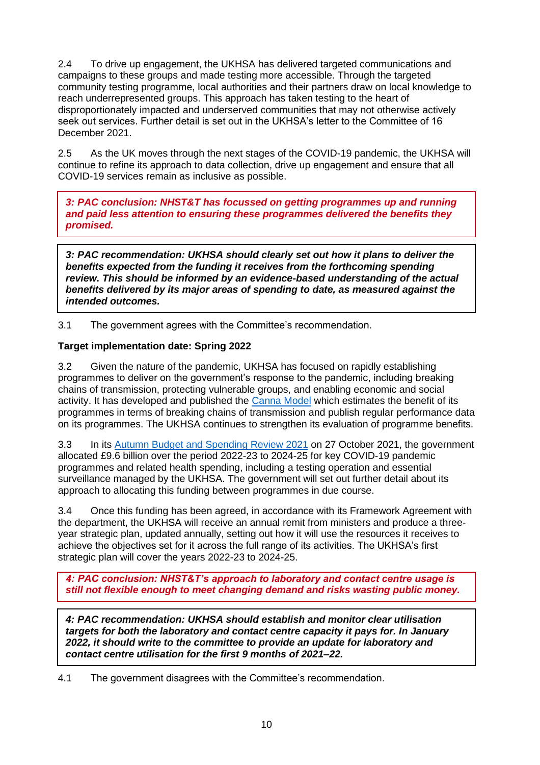2.4 To drive up engagement, the UKHSA has delivered targeted communications and campaigns to these groups and made testing more accessible. Through the targeted community testing programme, local authorities and their partners draw on local knowledge to reach underrepresented groups. This approach has taken testing to the heart of disproportionately impacted and underserved communities that may not otherwise actively seek out services. Further detail is set out in the UKHSA's letter to the Committee of 16 December 2021.

2.5 As the UK moves through the next stages of the COVID-19 pandemic, the UKHSA will continue to refine its approach to data collection, drive up engagement and ensure that all COVID-19 services remain as inclusive as possible.

***3: PAC conclusion: NHST&T has focussed on getting programmes up and running and paid less attention to ensuring these programmes delivered the benefits they promised.***

***3: PAC recommendation: UKHSA should clearly set out how it plans to deliver the benefits expected from the funding it receives from the forthcoming spending review. This should be informed by an evidence-based understanding of the actual benefits delivered by its major areas of spending to date, as measured against the intended outcomes.***

3.1 The government agrees with the Committee's recommendation.

**Target implementation date: Spring 2022**

3.2 Given the nature of the pandemic, UKHSA has focused on rapidly establishing programmes to deliver on the government's response to the pandemic, including breaking chains of transmission, protecting vulnerable groups, and enabling economic and social activity. It has developed and published the Canna Model which estimates the benefit of its programmes in terms of breaking chains of transmission and publish regular performance data on its programmes. The UKHSA continues to strengthen its evaluation of programme benefits.

3.3 In its Autumn Budget and Spending Review 2021 on 27 October 2021, the government allocated £9.6 billion over the period 2022-23 to 2024-25 for key COVID-19 pandemic programmes and related health spending, including a testing operation and essential surveillance managed by the UKHSA. The government will set out further detail about its approach to allocating this funding between programmes in due course.

3.4 Once this funding has been agreed, in accordance with its Framework Agreement with the department, the UKHSA will receive an annual remit from ministers and produce a three-year strategic plan, updated annually, setting out how it will use the resources it receives to achieve the objectives set for it across the full range of its activities. The UKHSA's first strategic plan will cover the years 2022-23 to 2024-25.

***4: PAC conclusion: NHST&T's approach to laboratory and contact centre usage is still not flexible enough to meet changing demand and risks wasting public money.***

***4: PAC recommendation: UKHSA should establish and monitor clear utilisation targets for both the laboratory and contact centre capacity it pays for. In January 2022, it should write to the committee to provide an update for laboratory and contact centre utilisation for the first 9 months of 2021–22.***

4.1 The government disagrees with the Committee's recommendation.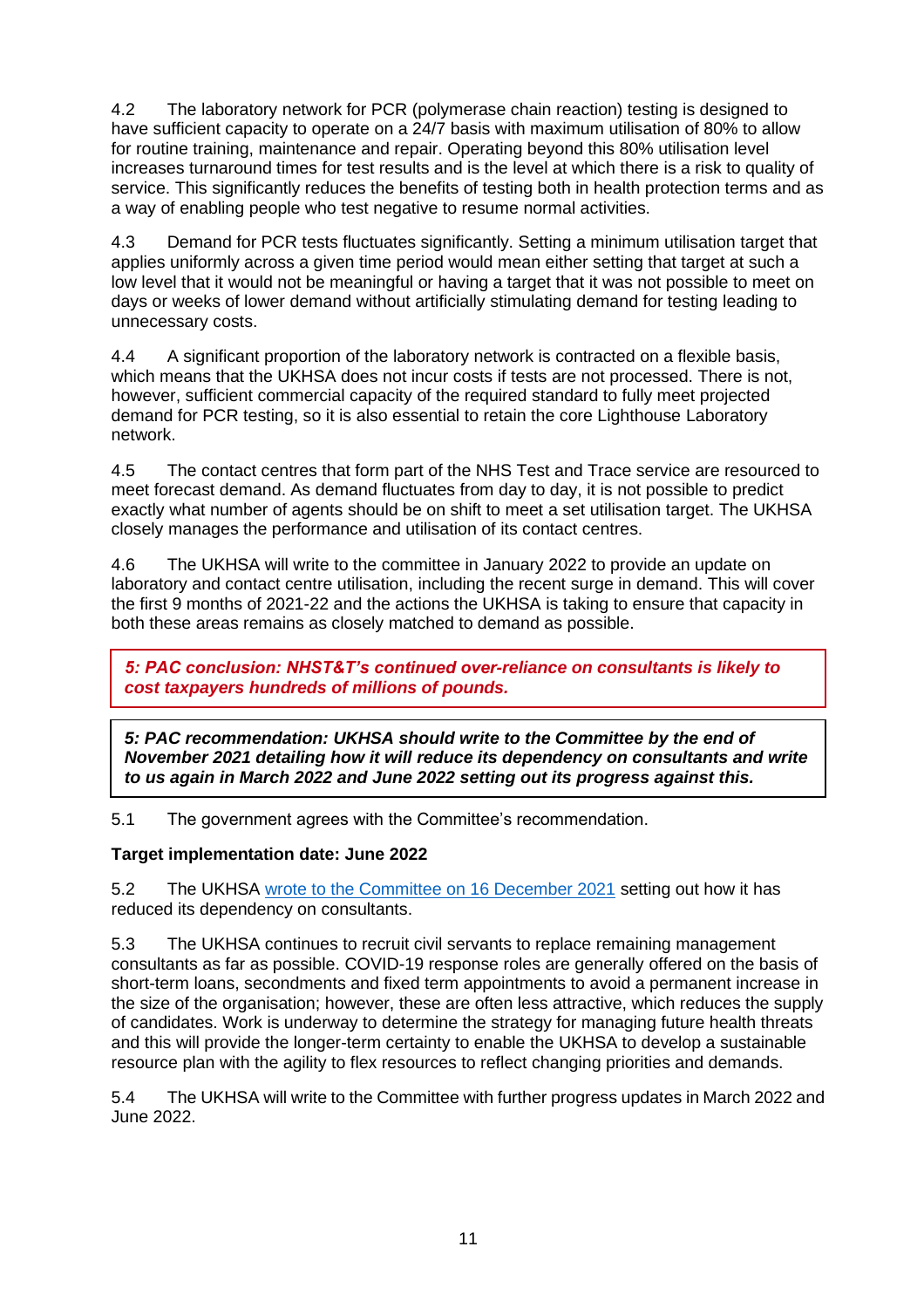4.2 The laboratory network for PCR (polymerase chain reaction) testing is designed to have sufficient capacity to operate on a 24/7 basis with maximum utilisation of 80% to allow for routine training, maintenance and repair. Operating beyond this 80% utilisation level increases turnaround times for test results and is the level at which there is a risk to quality of service. This significantly reduces the benefits of testing both in health protection terms and as a way of enabling people who test negative to resume normal activities.

4.3 Demand for PCR tests fluctuates significantly. Setting a minimum utilisation target that applies uniformly across a given time period would mean either setting that target at such a low level that it would not be meaningful or having a target that it was not possible to meet on days or weeks of lower demand without artificially stimulating demand for testing leading to unnecessary costs.

4.4 A significant proportion of the laboratory network is contracted on a flexible basis, which means that the UKHSA does not incur costs if tests are not processed. There is not, however, sufficient commercial capacity of the required standard to fully meet projected demand for PCR testing, so it is also essential to retain the core Lighthouse Laboratory network.

4.5 The contact centres that form part of the NHS Test and Trace service are resourced to meet forecast demand. As demand fluctuates from day to day, it is not possible to predict exactly what number of agents should be on shift to meet a set utilisation target. The UKHSA closely manages the performance and utilisation of its contact centres.

4.6 The UKHSA will write to the committee in January 2022 to provide an update on laboratory and contact centre utilisation, including the recent surge in demand. This will cover the first 9 months of 2021-22 and the actions the UKHSA is taking to ensure that capacity in both these areas remains as closely matched to demand as possible.

***5: PAC conclusion: NHST&T's continued over-reliance on consultants is likely to cost taxpayers hundreds of millions of pounds.***

***5: PAC recommendation: UKHSA should write to the Committee by the end of November 2021 detailing how it will reduce its dependency on consultants and write to us again in March 2022 and June 2022 setting out its progress against this.***

5.1 The government agrees with the Committee's recommendation.

**Target implementation date: June 2022**

5.2 The UKHSA wrote to the Committee on 16 December 2021 setting out how it has reduced its dependency on consultants.

5.3 The UKHSA continues to recruit civil servants to replace remaining management consultants as far as possible. COVID-19 response roles are generally offered on the basis of short-term loans, secondments and fixed term appointments to avoid a permanent increase in the size of the organisation; however, these are often less attractive, which reduces the supply of candidates. Work is underway to determine the strategy for managing future health threats and this will provide the longer-term certainty to enable the UKHSA to develop a sustainable resource plan with the agility to flex resources to reflect changing priorities and demands.

5.4 The UKHSA will write to the Committee with further progress updates in March 2022 and June 2022.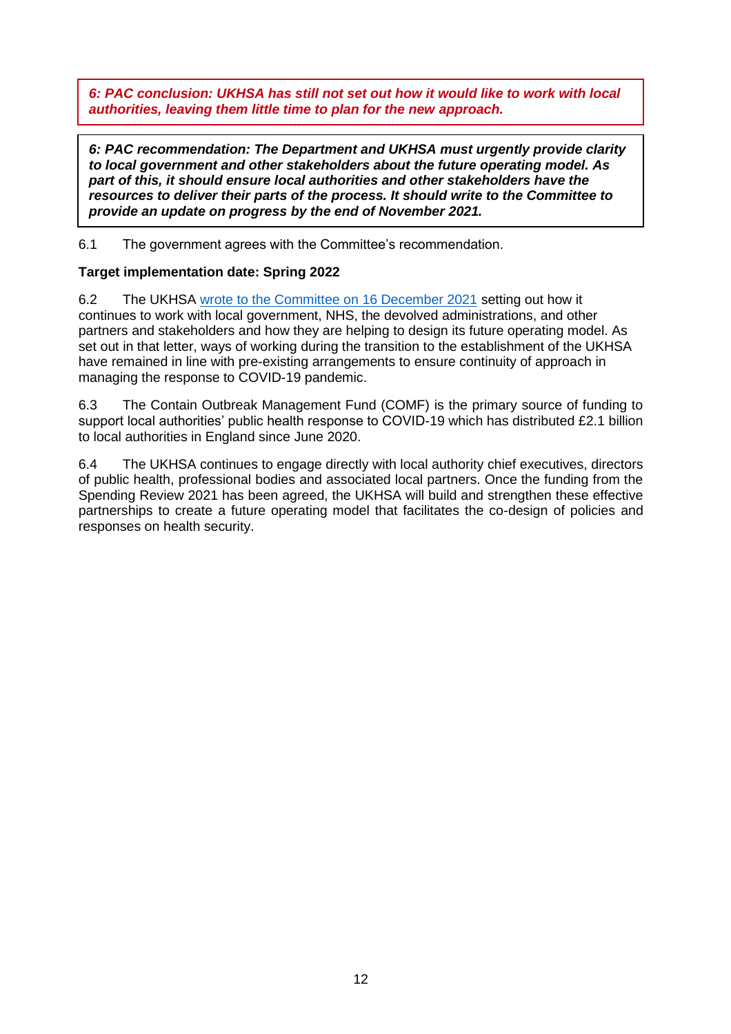***6: PAC conclusion: UKHSA has still not set out how it would like to work with local authorities, leaving them little time to plan for the new approach.***

***6: PAC recommendation: The Department and UKHSA must urgently provide clarity to local government and other stakeholders about the future operating model. As part of this, it should ensure local authorities and other stakeholders have the resources to deliver their parts of the process. It should write to the Committee to provide an update on progress by the end of November 2021.***

6.1 The government agrees with the Committee's recommendation.

**Target implementation date: Spring 2022**

6.2 The UKHSA wrote to the Committee on 16 December 2021 setting out how it continues to work with local government, NHS, the devolved administrations, and other partners and stakeholders and how they are helping to design its future operating model. As set out in that letter, ways of working during the transition to the establishment of the UKHSA have remained in line with pre-existing arrangements to ensure continuity of approach in managing the response to COVID-19 pandemic.

6.3 The Contain Outbreak Management Fund (COMF) is the primary source of funding to support local authorities' public health response to COVID-19 which has distributed £2.1 billion to local authorities in England since June 2020.

6.4 The UKHSA continues to engage directly with local authority chief executives, directors of public health, professional bodies and associated local partners. Once the funding from the Spending Review 2021 has been agreed, the UKHSA will build and strengthen these effective partnerships to create a future operating model that facilitates the co-design of policies and responses on health security.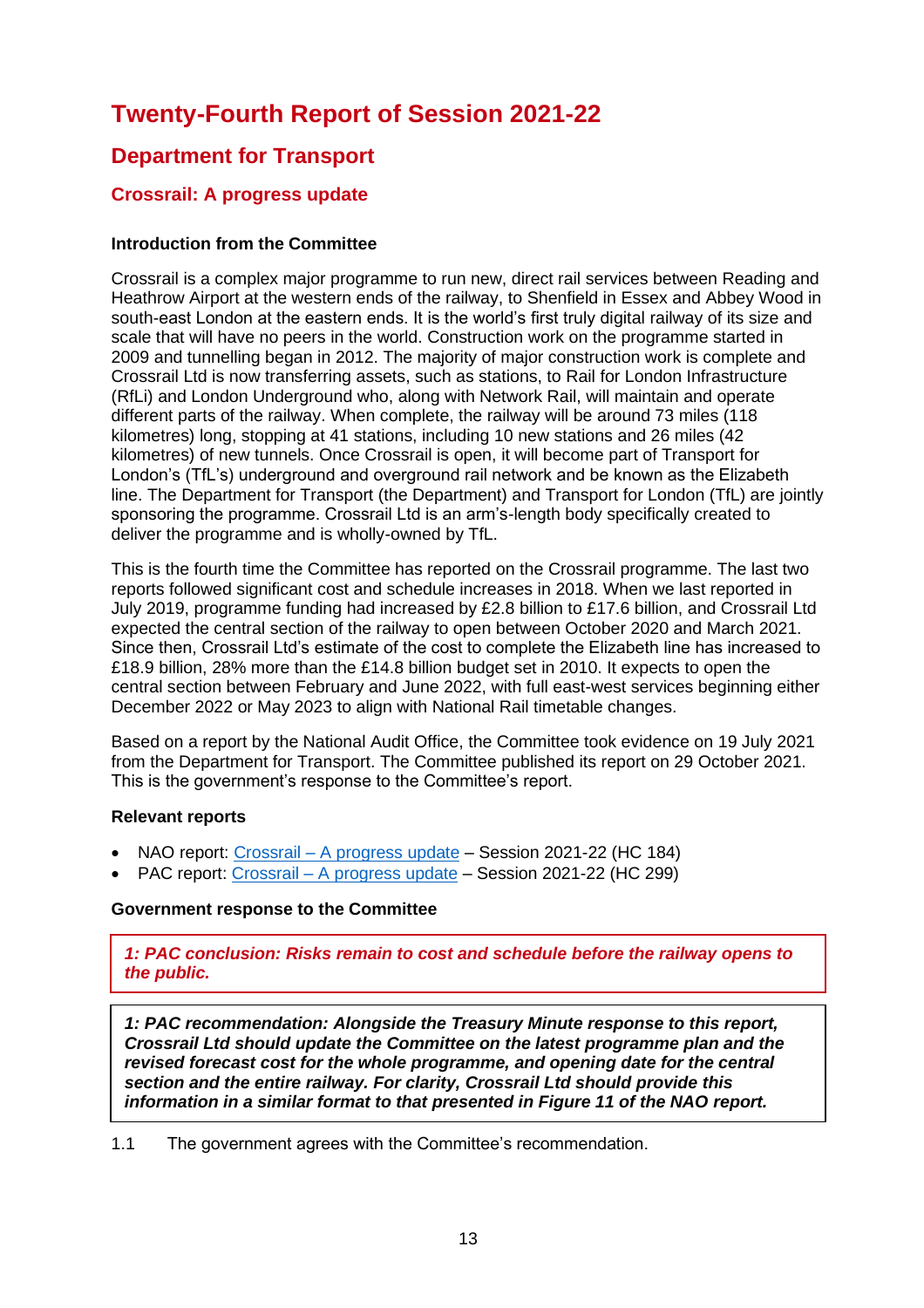# Twenty-Fourth Report of Session 2021-22

## Department for Transport

### Crossrail: A progress update

**Introduction from the Committee**

Crossrail is a complex major programme to run new, direct rail services between Reading and Heathrow Airport at the western ends of the railway, to Shenfield in Essex and Abbey Wood in south-east London at the eastern ends. It is the world's first truly digital railway of its size and scale that will have no peers in the world. Construction work on the programme started in 2009 and tunnelling began in 2012. The majority of major construction work is complete and Crossrail Ltd is now transferring assets, such as stations, to Rail for London Infrastructure (RfLi) and London Underground who, along with Network Rail, will maintain and operate different parts of the railway. When complete, the railway will be around 73 miles (118 kilometres) long, stopping at 41 stations, including 10 new stations and 26 miles (42 kilometres) of new tunnels. Once Crossrail is open, it will become part of Transport for London's (TfL's) underground and overground rail network and be known as the Elizabeth line. The Department for Transport (the Department) and Transport for London (TfL) are jointly sponsoring the programme. Crossrail Ltd is an arm's-length body specifically created to deliver the programme and is wholly-owned by TfL.

This is the fourth time the Committee has reported on the Crossrail programme. The last two reports followed significant cost and schedule increases in 2018. When we last reported in July 2019, programme funding had increased by £2.8 billion to £17.6 billion, and Crossrail Ltd expected the central section of the railway to open between October 2020 and March 2021. Since then, Crossrail Ltd's estimate of the cost to complete the Elizabeth line has increased to £18.9 billion, 28% more than the £14.8 billion budget set in 2010. It expects to open the central section between February and June 2022, with full east-west services beginning either December 2022 or May 2023 to align with National Rail timetable changes.

Based on a report by the National Audit Office, the Committee took evidence on 19 July 2021 from the Department for Transport. The Committee published its report on 29 October 2021. This is the government's response to the Committee's report.

**Relevant reports**

- NAO report: Crossrail – A progress update – Session 2021-22 (HC 184)
- PAC report: Crossrail – A progress update – Session 2021-22 (HC 299)

**Government response to the Committee**

***1: PAC conclusion: Risks remain to cost and schedule before the railway opens to the public.***

***1: PAC recommendation: Alongside the Treasury Minute response to this report, Crossrail Ltd should update the Committee on the latest programme plan and the revised forecast cost for the whole programme, and opening date for the central section and the entire railway. For clarity, Crossrail Ltd should provide this information in a similar format to that presented in Figure 11 of the NAO report.***

1.1 The government agrees with the Committee's recommendation.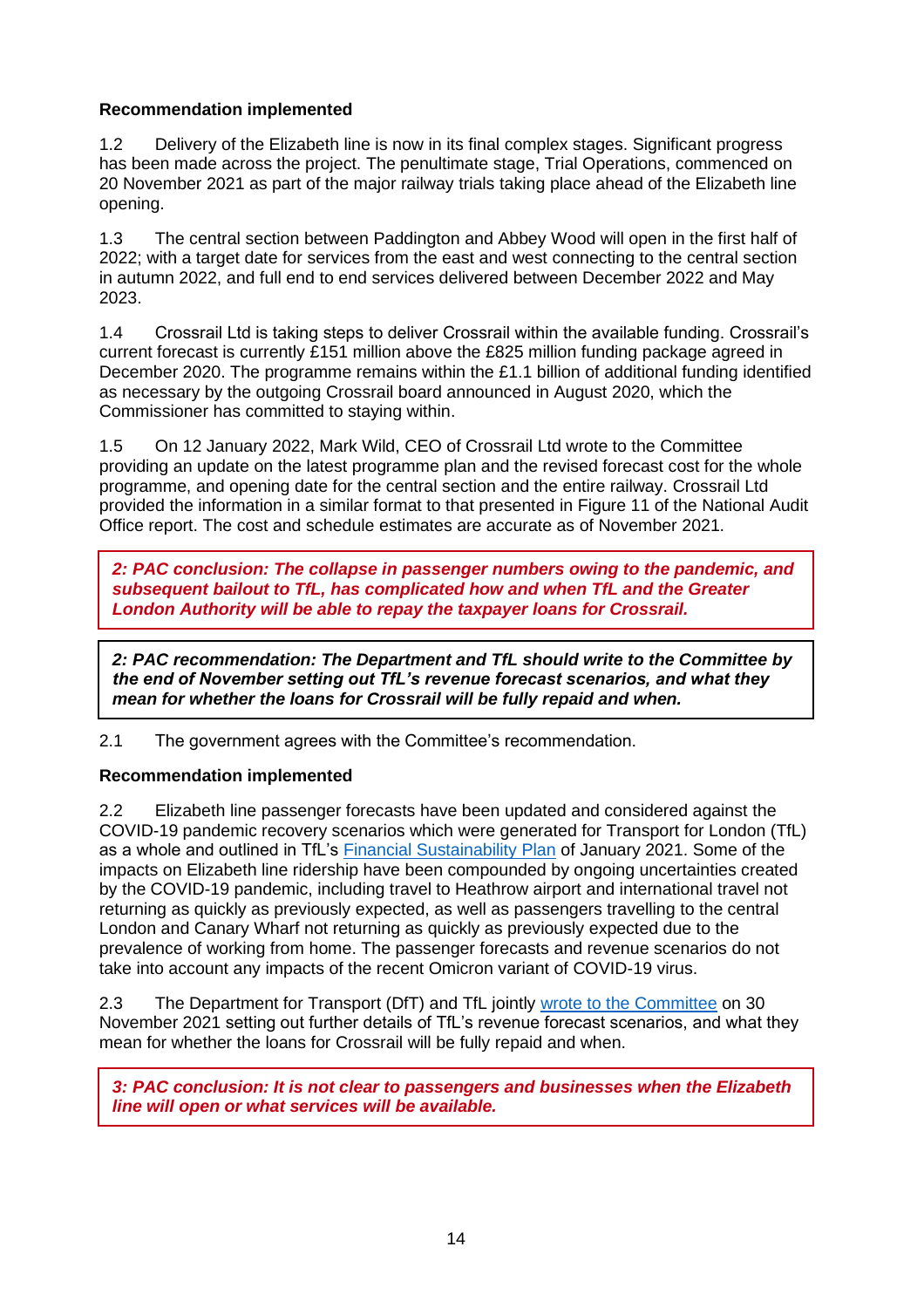**Recommendation implemented**

1.2 Delivery of the Elizabeth line is now in its final complex stages. Significant progress has been made across the project. The penultimate stage, Trial Operations, commenced on 20 November 2021 as part of the major railway trials taking place ahead of the Elizabeth line opening.

1.3 The central section between Paddington and Abbey Wood will open in the first half of 2022; with a target date for services from the east and west connecting to the central section in autumn 2022, and full end to end services delivered between December 2022 and May 2023.

1.4 Crossrail Ltd is taking steps to deliver Crossrail within the available funding. Crossrail's current forecast is currently £151 million above the £825 million funding package agreed in December 2020. The programme remains within the £1.1 billion of additional funding identified as necessary by the outgoing Crossrail board announced in August 2020, which the Commissioner has committed to staying within.

1.5 On 12 January 2022, Mark Wild, CEO of Crossrail Ltd wrote to the Committee providing an update on the latest programme plan and the revised forecast cost for the whole programme, and opening date for the central section and the entire railway. Crossrail Ltd provided the information in a similar format to that presented in Figure 11 of the National Audit Office report. The cost and schedule estimates are accurate as of November 2021.

***2: PAC conclusion: The collapse in passenger numbers owing to the pandemic, and subsequent bailout to TfL, has complicated how and when TfL and the Greater London Authority will be able to repay the taxpayer loans for Crossrail.***

***2: PAC recommendation: The Department and TfL should write to the Committee by the end of November setting out TfL's revenue forecast scenarios, and what they mean for whether the loans for Crossrail will be fully repaid and when.***

2.1 The government agrees with the Committee's recommendation.

**Recommendation implemented**

2.2 Elizabeth line passenger forecasts have been updated and considered against the COVID-19 pandemic recovery scenarios which were generated for Transport for London (TfL) as a whole and outlined in TfL's Financial Sustainability Plan of January 2021. Some of the impacts on Elizabeth line ridership have been compounded by ongoing uncertainties created by the COVID-19 pandemic, including travel to Heathrow airport and international travel not returning as quickly as previously expected, as well as passengers travelling to the central London and Canary Wharf not returning as quickly as previously expected due to the prevalence of working from home. The passenger forecasts and revenue scenarios do not take into account any impacts of the recent Omicron variant of COVID-19 virus.

2.3 The Department for Transport (DfT) and TfL jointly wrote to the Committee on 30 November 2021 setting out further details of TfL's revenue forecast scenarios, and what they mean for whether the loans for Crossrail will be fully repaid and when.

***3: PAC conclusion: It is not clear to passengers and businesses when the Elizabeth line will open or what services will be available.***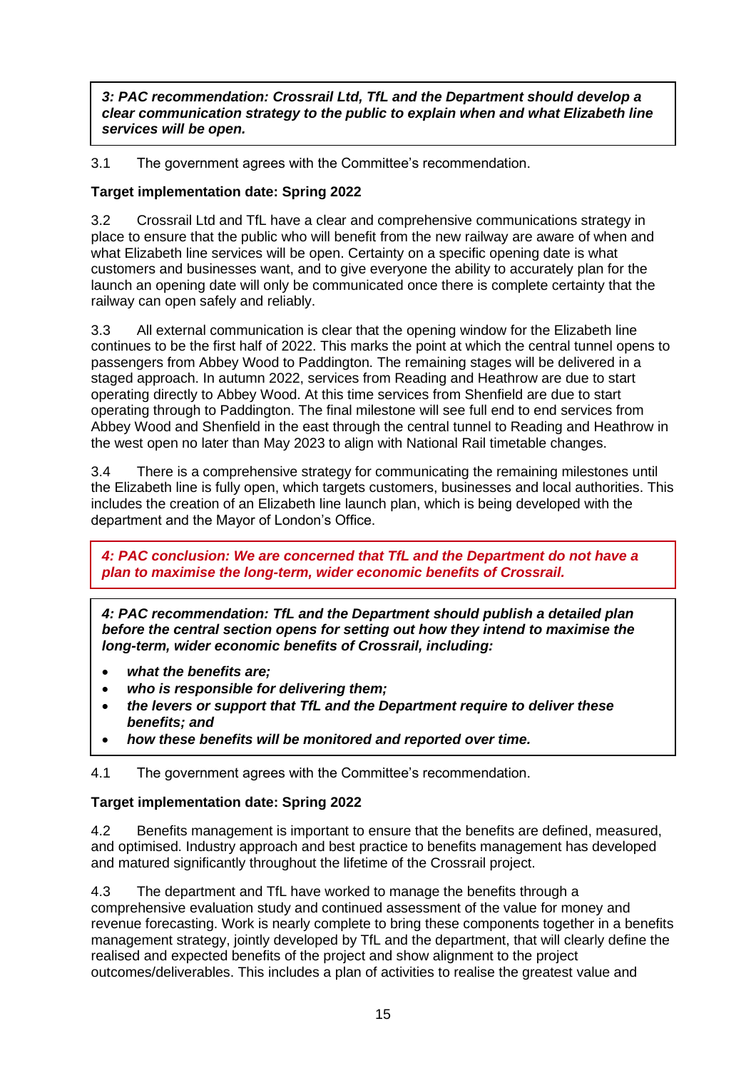***3: PAC recommendation: Crossrail Ltd, TfL and the Department should develop a clear communication strategy to the public to explain when and what Elizabeth line services will be open.***

3.1 The government agrees with the Committee's recommendation.

**Target implementation date: Spring 2022**

3.2 Crossrail Ltd and TfL have a clear and comprehensive communications strategy in place to ensure that the public who will benefit from the new railway are aware of when and what Elizabeth line services will be open. Certainty on a specific opening date is what customers and businesses want, and to give everyone the ability to accurately plan for the launch an opening date will only be communicated once there is complete certainty that the railway can open safely and reliably.

3.3 All external communication is clear that the opening window for the Elizabeth line continues to be the first half of 2022. This marks the point at which the central tunnel opens to passengers from Abbey Wood to Paddington. The remaining stages will be delivered in a staged approach. In autumn 2022, services from Reading and Heathrow are due to start operating directly to Abbey Wood. At this time services from Shenfield are due to start operating through to Paddington. The final milestone will see full end to end services from Abbey Wood and Shenfield in the east through the central tunnel to Reading and Heathrow in the west open no later than May 2023 to align with National Rail timetable changes.

3.4 There is a comprehensive strategy for communicating the remaining milestones until the Elizabeth line is fully open, which targets customers, businesses and local authorities. This includes the creation of an Elizabeth line launch plan, which is being developed with the department and the Mayor of London's Office.

***4: PAC conclusion: We are concerned that TfL and the Department do not have a plan to maximise the long-term, wider economic benefits of Crossrail.***

***4: PAC recommendation: TfL and the Department should publish a detailed plan before the central section opens for setting out how they intend to maximise the long-term, wider economic benefits of Crossrail, including:***

- ***what the benefits are;***
- ***who is responsible for delivering them;***
- ***the levers or support that TfL and the Department require to deliver these benefits; and***
- ***how these benefits will be monitored and reported over time.***

4.1 The government agrees with the Committee's recommendation.

**Target implementation date: Spring 2022**

4.2 Benefits management is important to ensure that the benefits are defined, measured, and optimised. Industry approach and best practice to benefits management has developed and matured significantly throughout the lifetime of the Crossrail project.

4.3 The department and TfL have worked to manage the benefits through a comprehensive evaluation study and continued assessment of the value for money and revenue forecasting. Work is nearly complete to bring these components together in a benefits management strategy, jointly developed by TfL and the department, that will clearly define the realised and expected benefits of the project and show alignment to the project outcomes/deliverables. This includes a plan of activities to realise the greatest value and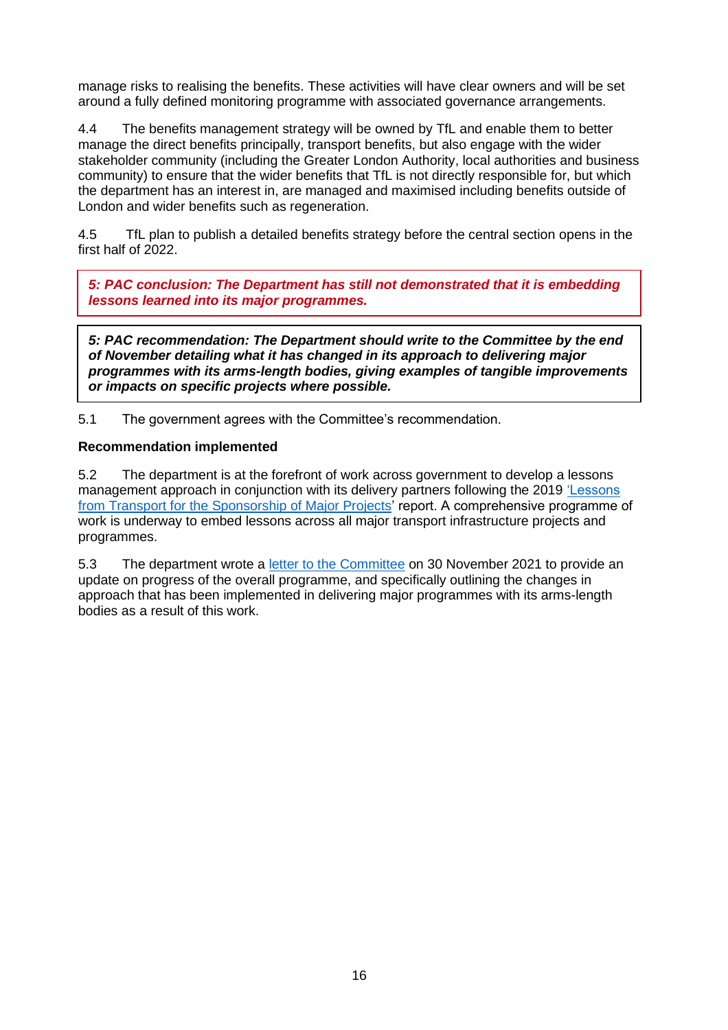manage risks to realising the benefits. These activities will have clear owners and will be set around a fully defined monitoring programme with associated governance arrangements.

4.4 The benefits management strategy will be owned by TfL and enable them to better manage the direct benefits principally, transport benefits, but also engage with the wider stakeholder community (including the Greater London Authority, local authorities and business community) to ensure that the wider benefits that TfL is not directly responsible for, but which the department has an interest in, are managed and maximised including benefits outside of London and wider benefits such as regeneration.

4.5 TfL plan to publish a detailed benefits strategy before the central section opens in the first half of 2022.

***5: PAC conclusion: The Department has still not demonstrated that it is embedding lessons learned into its major programmes.***

***5: PAC recommendation: The Department should write to the Committee by the end of November detailing what it has changed in its approach to delivering major programmes with its arms-length bodies, giving examples of tangible improvements or impacts on specific projects where possible.***

5.1 The government agrees with the Committee's recommendation.

**Recommendation implemented**

5.2 The department is at the forefront of work across government to develop a lessons management approach in conjunction with its delivery partners following the 2019 'Lessons from Transport for the Sponsorship of Major Projects' report. A comprehensive programme of work is underway to embed lessons across all major transport infrastructure projects and programmes.

5.3 The department wrote a letter to the Committee on 30 November 2021 to provide an update on progress of the overall programme, and specifically outlining the changes in approach that has been implemented in delivering major programmes with its arms-length bodies as a result of this work.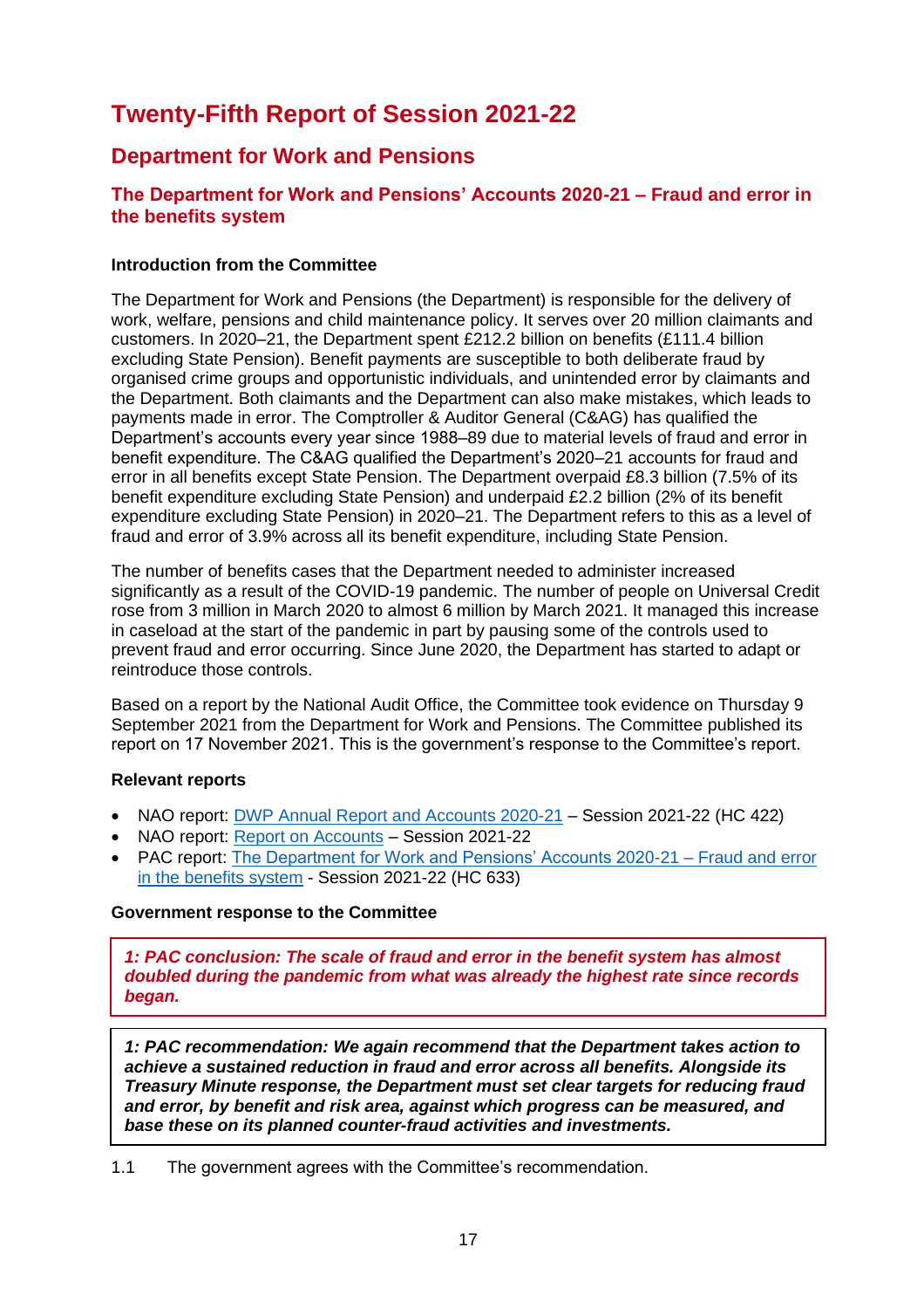# Twenty-Fifth Report of Session 2021-22

## Department for Work and Pensions

### The Department for Work and Pensions' Accounts 2020-21 – Fraud and error in the benefits system

**Introduction from the Committee**

The Department for Work and Pensions (the Department) is responsible for the delivery of work, welfare, pensions and child maintenance policy. It serves over 20 million claimants and customers. In 2020–21, the Department spent £212.2 billion on benefits (£111.4 billion excluding State Pension). Benefit payments are susceptible to both deliberate fraud by organised crime groups and opportunistic individuals, and unintended error by claimants and the Department. Both claimants and the Department can also make mistakes, which leads to payments made in error. The Comptroller & Auditor General (C&AG) has qualified the Department's accounts every year since 1988–89 due to material levels of fraud and error in benefit expenditure. The C&AG qualified the Department's 2020–21 accounts for fraud and error in all benefits except State Pension. The Department overpaid £8.3 billion (7.5% of its benefit expenditure excluding State Pension) and underpaid £2.2 billion (2% of its benefit expenditure excluding State Pension) in 2020–21. The Department refers to this as a level of fraud and error of 3.9% across all its benefit expenditure, including State Pension.

The number of benefits cases that the Department needed to administer increased significantly as a result of the COVID-19 pandemic. The number of people on Universal Credit rose from 3 million in March 2020 to almost 6 million by March 2021. It managed this increase in caseload at the start of the pandemic in part by pausing some of the controls used to prevent fraud and error occurring. Since June 2020, the Department has started to adapt or reintroduce those controls.

Based on a report by the National Audit Office, the Committee took evidence on Thursday 9 September 2021 from the Department for Work and Pensions. The Committee published its report on 17 November 2021. This is the government's response to the Committee's report.

**Relevant reports**

- NAO report: DWP Annual Report and Accounts 2020-21 – Session 2021-22 (HC 422)
- NAO report: Report on Accounts – Session 2021-22
- PAC report: The Department for Work and Pensions' Accounts 2020-21 – Fraud and error in the benefits system - Session 2021-22 (HC 633)

**Government response to the Committee**

***1: PAC conclusion: The scale of fraud and error in the benefit system has almost doubled during the pandemic from what was already the highest rate since records began.***

***1: PAC recommendation: We again recommend that the Department takes action to achieve a sustained reduction in fraud and error across all benefits. Alongside its Treasury Minute response, the Department must set clear targets for reducing fraud and error, by benefit and risk area, against which progress can be measured, and base these on its planned counter-fraud activities and investments.***

1.1 The government agrees with the Committee's recommendation.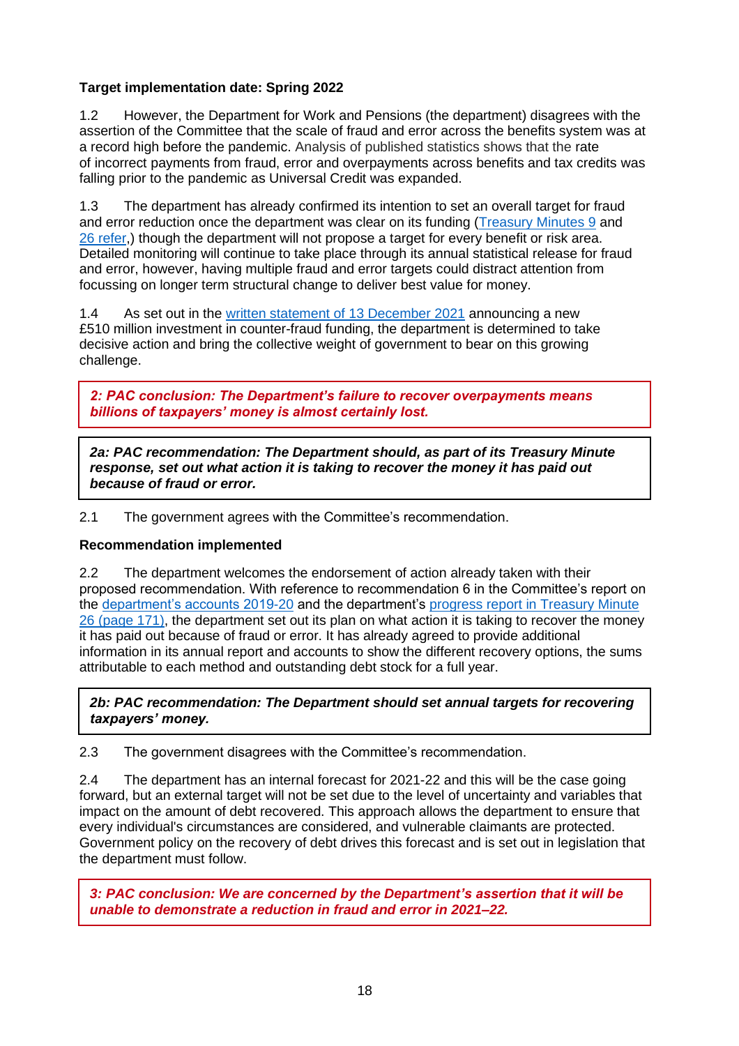**Target implementation date: Spring 2022**

1.2 However, the Department for Work and Pensions (the department) disagrees with the assertion of the Committee that the scale of fraud and error across the benefits system was at a record high before the pandemic. Analysis of published statistics shows that the rate of incorrect payments from fraud, error and overpayments across benefits and tax credits was falling prior to the pandemic as Universal Credit was expanded.

1.3 The department has already confirmed its intention to set an overall target for fraud and error reduction once the department was clear on its funding (Treasury Minutes 9 and 26 refer,) though the department will not propose a target for every benefit or risk area. Detailed monitoring will continue to take place through its annual statistical release for fraud and error, however, having multiple fraud and error targets could distract attention from focussing on longer term structural change to deliver best value for money.

1.4 As set out in the written statement of 13 December 2021 announcing a new £510 million investment in counter-fraud funding, the department is determined to take decisive action and bring the collective weight of government to bear on this growing challenge.

***2: PAC conclusion: The Department's failure to recover overpayments means billions of taxpayers' money is almost certainly lost.***

***2a: PAC recommendation: The Department should, as part of its Treasury Minute response, set out what action it is taking to recover the money it has paid out because of fraud or error.***

2.1 The government agrees with the Committee's recommendation.

**Recommendation implemented**

2.2 The department welcomes the endorsement of action already taken with their proposed recommendation. With reference to recommendation 6 in the Committee's report on the department's accounts 2019-20 and the department's progress report in Treasury Minute 26 (page 171), the department set out its plan on what action it is taking to recover the money it has paid out because of fraud or error. It has already agreed to provide additional information in its annual report and accounts to show the different recovery options, the sums attributable to each method and outstanding debt stock for a full year.

***2b: PAC recommendation: The Department should set annual targets for recovering taxpayers' money.***

2.3 The government disagrees with the Committee's recommendation.

2.4 The department has an internal forecast for 2021-22 and this will be the case going forward, but an external target will not be set due to the level of uncertainty and variables that impact on the amount of debt recovered. This approach allows the department to ensure that every individual's circumstances are considered, and vulnerable claimants are protected. Government policy on the recovery of debt drives this forecast and is set out in legislation that the department must follow.

***3: PAC conclusion: We are concerned by the Department's assertion that it will be unable to demonstrate a reduction in fraud and error in 2021–22.***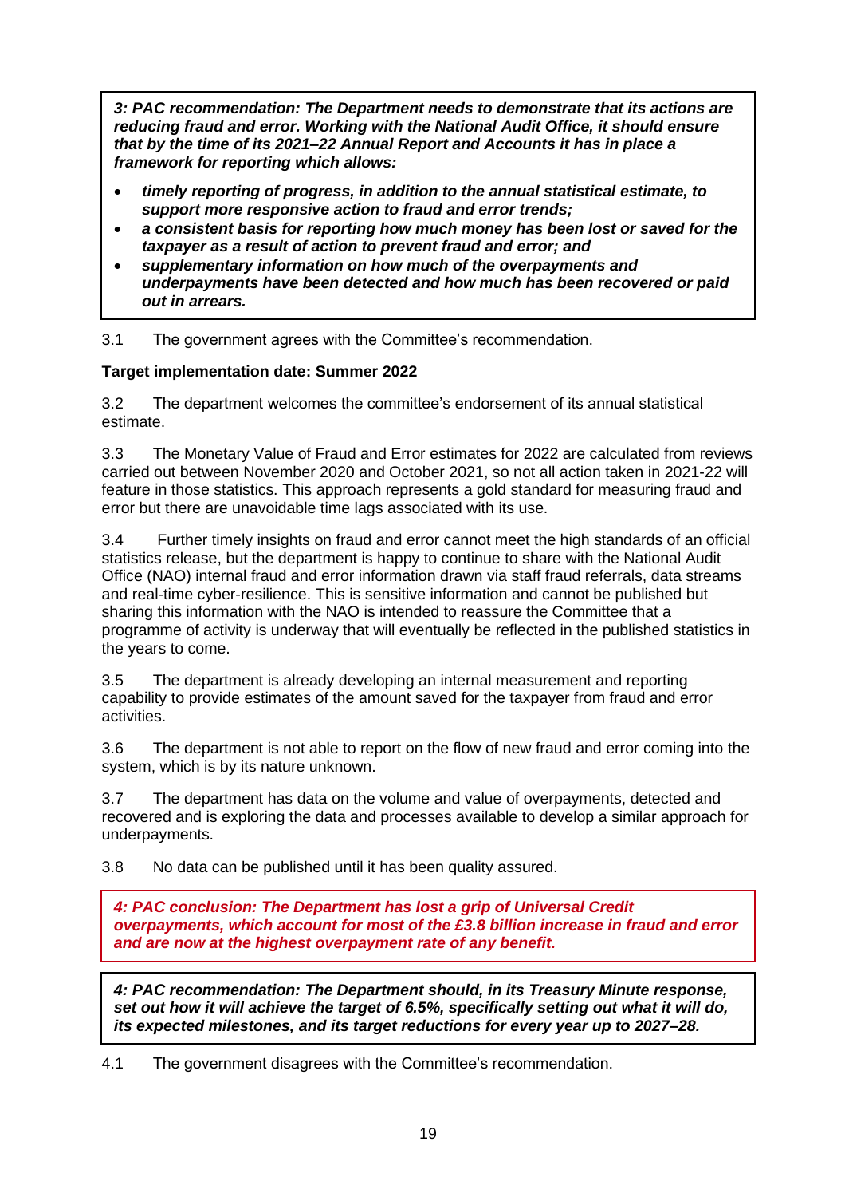***3: PAC recommendation: The Department needs to demonstrate that its actions are reducing fraud and error. Working with the National Audit Office, it should ensure that by the time of its 2021–22 Annual Report and Accounts it has in place a framework for reporting which allows:***

- ***timely reporting of progress, in addition to the annual statistical estimate, to support more responsive action to fraud and error trends;***
- ***a consistent basis for reporting how much money has been lost or saved for the taxpayer as a result of action to prevent fraud and error; and***
- ***supplementary information on how much of the overpayments and underpayments have been detected and how much has been recovered or paid out in arrears.***

3.1 The government agrees with the Committee's recommendation.

**Target implementation date: Summer 2022**

3.2 The department welcomes the committee's endorsement of its annual statistical estimate.

3.3 The Monetary Value of Fraud and Error estimates for 2022 are calculated from reviews carried out between November 2020 and October 2021, so not all action taken in 2021-22 will feature in those statistics. This approach represents a gold standard for measuring fraud and error but there are unavoidable time lags associated with its use.

3.4 Further timely insights on fraud and error cannot meet the high standards of an official statistics release, but the department is happy to continue to share with the National Audit Office (NAO) internal fraud and error information drawn via staff fraud referrals, data streams and real-time cyber-resilience. This is sensitive information and cannot be published but sharing this information with the NAO is intended to reassure the Committee that a programme of activity is underway that will eventually be reflected in the published statistics in the years to come.

3.5 The department is already developing an internal measurement and reporting capability to provide estimates of the amount saved for the taxpayer from fraud and error activities.

3.6 The department is not able to report on the flow of new fraud and error coming into the system, which is by its nature unknown.

3.7 The department has data on the volume and value of overpayments, detected and recovered and is exploring the data and processes available to develop a similar approach for underpayments.

3.8 No data can be published until it has been quality assured.

***4: PAC conclusion: The Department has lost a grip of Universal Credit overpayments, which account for most of the £3.8 billion increase in fraud and error and are now at the highest overpayment rate of any benefit.***

***4: PAC recommendation: The Department should, in its Treasury Minute response, set out how it will achieve the target of 6.5%, specifically setting out what it will do, its expected milestones, and its target reductions for every year up to 2027–28.***

4.1 The government disagrees with the Committee's recommendation.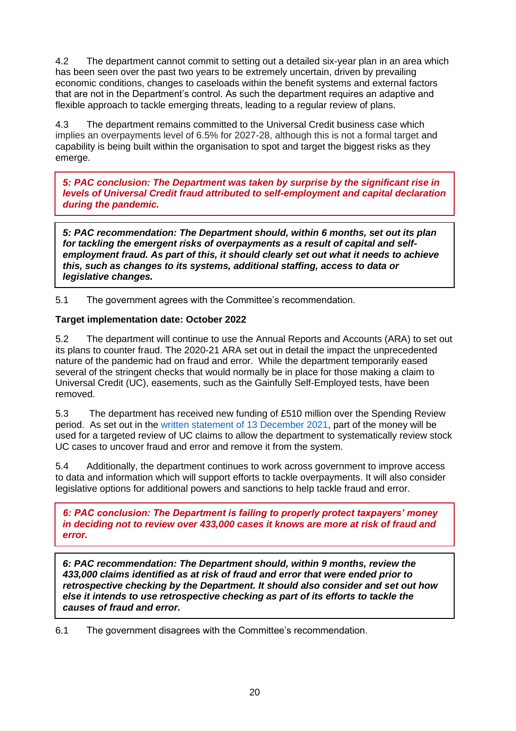4.2 The department cannot commit to setting out a detailed six-year plan in an area which has been seen over the past two years to be extremely uncertain, driven by prevailing economic conditions, changes to caseloads within the benefit systems and external factors that are not in the Department's control. As such the department requires an adaptive and flexible approach to tackle emerging threats, leading to a regular review of plans.

4.3 The department remains committed to the Universal Credit business case which implies an overpayments level of 6.5% for 2027-28, although this is not a formal target and capability is being built within the organisation to spot and target the biggest risks as they emerge.

***5: PAC conclusion: The Department was taken by surprise by the significant rise in levels of Universal Credit fraud attributed to self-employment and capital declaration during the pandemic.***

***5: PAC recommendation: The Department should, within 6 months, set out its plan for tackling the emergent risks of overpayments as a result of capital and self-employment fraud. As part of this, it should clearly set out what it needs to achieve this, such as changes to its systems, additional staffing, access to data or legislative changes.***

5.1 The government agrees with the Committee's recommendation.

**Target implementation date: October 2022**

5.2 The department will continue to use the Annual Reports and Accounts (ARA) to set out its plans to counter fraud. The 2020-21 ARA set out in detail the impact the unprecedented nature of the pandemic had on fraud and error. While the department temporarily eased several of the stringent checks that would normally be in place for those making a claim to Universal Credit (UC), easements, such as the Gainfully Self-Employed tests, have been removed.

5.3 The department has received new funding of £510 million over the Spending Review period. As set out in the written statement of 13 December 2021, part of the money will be used for a targeted review of UC claims to allow the department to systematically review stock UC cases to uncover fraud and error and remove it from the system.

5.4 Additionally, the department continues to work across government to improve access to data and information which will support efforts to tackle overpayments. It will also consider legislative options for additional powers and sanctions to help tackle fraud and error.

***6: PAC conclusion: The Department is failing to properly protect taxpayers' money in deciding not to review over 433,000 cases it knows are more at risk of fraud and error.***

***6: PAC recommendation: The Department should, within 9 months, review the 433,000 claims identified as at risk of fraud and error that were ended prior to retrospective checking by the Department. It should also consider and set out how else it intends to use retrospective checking as part of its efforts to tackle the causes of fraud and error.***

6.1 The government disagrees with the Committee's recommendation.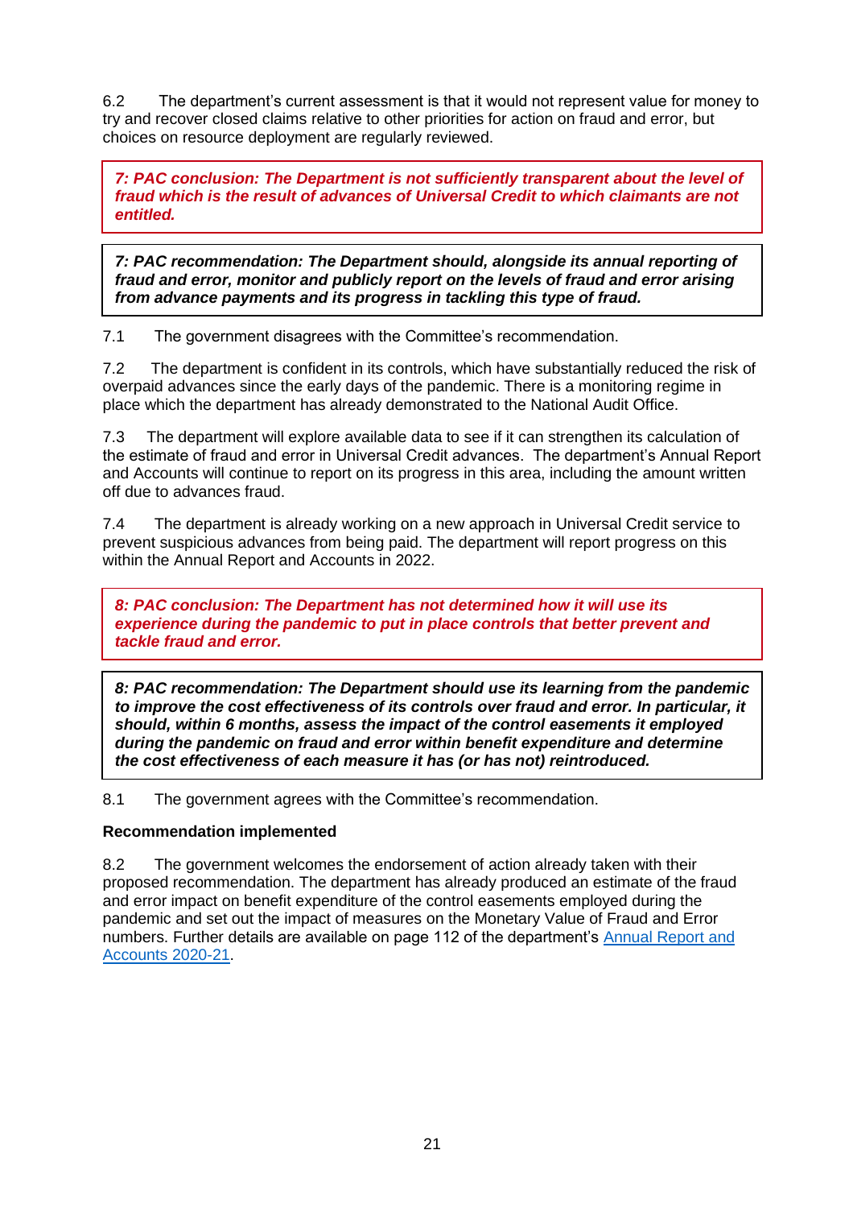6.2 The department's current assessment is that it would not represent value for money to try and recover closed claims relative to other priorities for action on fraud and error, but choices on resource deployment are regularly reviewed.

***7: PAC conclusion: The Department is not sufficiently transparent about the level of fraud which is the result of advances of Universal Credit to which claimants are not entitled.***

***7: PAC recommendation: The Department should, alongside its annual reporting of fraud and error, monitor and publicly report on the levels of fraud and error arising from advance payments and its progress in tackling this type of fraud.***

7.1 The government disagrees with the Committee's recommendation.

7.2 The department is confident in its controls, which have substantially reduced the risk of overpaid advances since the early days of the pandemic. There is a monitoring regime in place which the department has already demonstrated to the National Audit Office.

7.3 The department will explore available data to see if it can strengthen its calculation of the estimate of fraud and error in Universal Credit advances. The department's Annual Report and Accounts will continue to report on its progress in this area, including the amount written off due to advances fraud.

7.4 The department is already working on a new approach in Universal Credit service to prevent suspicious advances from being paid. The department will report progress on this within the Annual Report and Accounts in 2022.

***8: PAC conclusion: The Department has not determined how it will use its experience during the pandemic to put in place controls that better prevent and tackle fraud and error.***

***8: PAC recommendation: The Department should use its learning from the pandemic to improve the cost effectiveness of its controls over fraud and error. In particular, it should, within 6 months, assess the impact of the control easements it employed during the pandemic on fraud and error within benefit expenditure and determine the cost effectiveness of each measure it has (or has not) reintroduced.***

8.1 The government agrees with the Committee's recommendation.

**Recommendation implemented**

8.2 The government welcomes the endorsement of action already taken with their proposed recommendation. The department has already produced an estimate of the fraud and error impact on benefit expenditure of the control easements employed during the pandemic and set out the impact of measures on the Monetary Value of Fraud and Error numbers. Further details are available on page 112 of the department's Annual Report and Accounts 2020-21.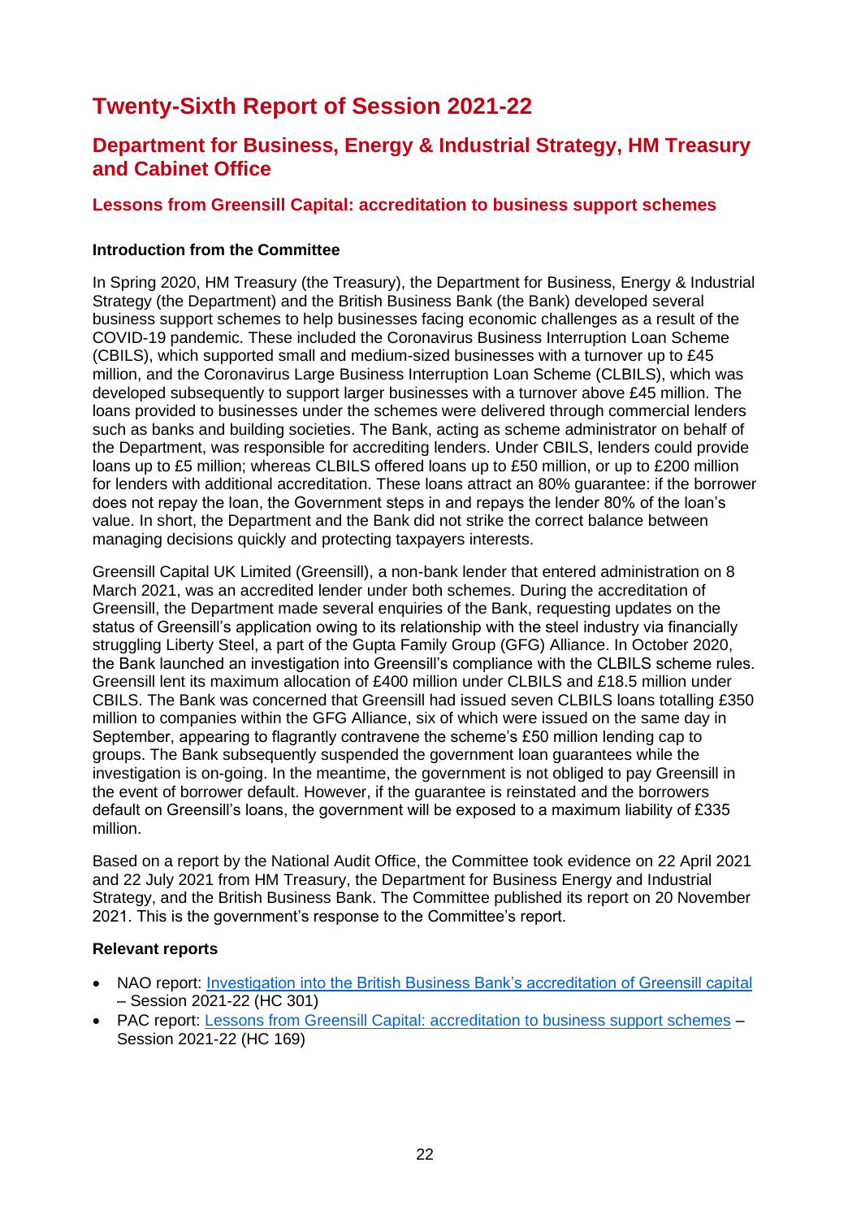# Twenty-Sixth Report of Session 2021-22

## Department for Business, Energy & Industrial Strategy, HM Treasury and Cabinet Office

### Lessons from Greensill Capital: accreditation to business support schemes

**Introduction from the Committee**

In Spring 2020, HM Treasury (the Treasury), the Department for Business, Energy & Industrial Strategy (the Department) and the British Business Bank (the Bank) developed several business support schemes to help businesses facing economic challenges as a result of the COVID-19 pandemic. These included the Coronavirus Business Interruption Loan Scheme (CBILS), which supported small and medium-sized businesses with a turnover up to £45 million, and the Coronavirus Large Business Interruption Loan Scheme (CLBILS), which was developed subsequently to support larger businesses with a turnover above £45 million. The loans provided to businesses under the schemes were delivered through commercial lenders such as banks and building societies. The Bank, acting as scheme administrator on behalf of the Department, was responsible for accrediting lenders. Under CBILS, lenders could provide loans up to £5 million; whereas CLBILS offered loans up to £50 million, or up to £200 million for lenders with additional accreditation. These loans attract an 80% guarantee: if the borrower does not repay the loan, the Government steps in and repays the lender 80% of the loan's value. In short, the Department and the Bank did not strike the correct balance between managing decisions quickly and protecting taxpayers interests.

Greensill Capital UK Limited (Greensill), a non-bank lender that entered administration on 8 March 2021, was an accredited lender under both schemes. During the accreditation of Greensill, the Department made several enquiries of the Bank, requesting updates on the status of Greensill's application owing to its relationship with the steel industry via financially struggling Liberty Steel, a part of the Gupta Family Group (GFG) Alliance. In October 2020, the Bank launched an investigation into Greensill's compliance with the CLBILS scheme rules. Greensill lent its maximum allocation of £400 million under CLBILS and £18.5 million under CBILS. The Bank was concerned that Greensill had issued seven CLBILS loans totalling £350 million to companies within the GFG Alliance, six of which were issued on the same day in September, appearing to flagrantly contravene the scheme's £50 million lending cap to groups. The Bank subsequently suspended the government loan guarantees while the investigation is on-going. In the meantime, the government is not obliged to pay Greensill in the event of borrower default. However, if the guarantee is reinstated and the borrowers default on Greensill's loans, the government will be exposed to a maximum liability of £335 million.

Based on a report by the National Audit Office, the Committee took evidence on 22 April 2021 and 22 July 2021 from HM Treasury, the Department for Business Energy and Industrial Strategy, and the British Business Bank. The Committee published its report on 20 November 2021. This is the government's response to the Committee's report.

**Relevant reports**

- NAO report: Investigation into the British Business Bank's accreditation of Greensill capital – Session 2021-22 (HC 301)
- PAC report: Lessons from Greensill Capital: accreditation to business support schemes – Session 2021-22 (HC 169)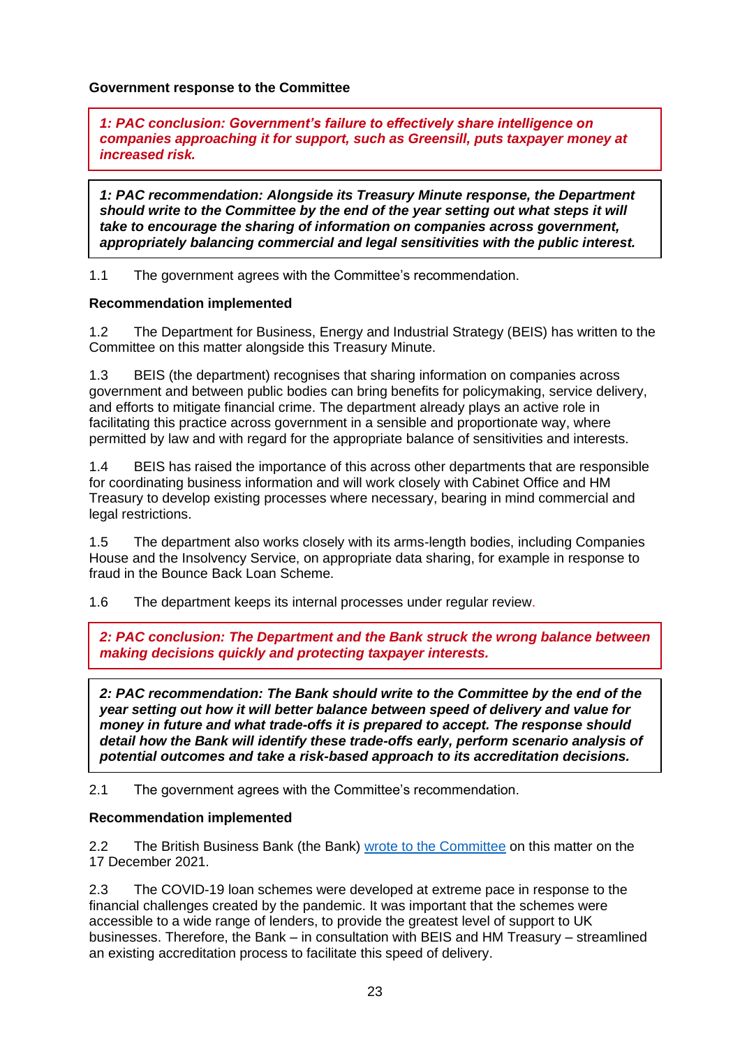**Government response to the Committee**

***1: PAC conclusion: Government's failure to effectively share intelligence on companies approaching it for support, such as Greensill, puts taxpayer money at increased risk.***

***1: PAC recommendation: Alongside its Treasury Minute response, the Department should write to the Committee by the end of the year setting out what steps it will take to encourage the sharing of information on companies across government, appropriately balancing commercial and legal sensitivities with the public interest.***

1.1 The government agrees with the Committee's recommendation.

**Recommendation implemented**

1.2 The Department for Business, Energy and Industrial Strategy (BEIS) has written to the Committee on this matter alongside this Treasury Minute.

1.3 BEIS (the department) recognises that sharing information on companies across government and between public bodies can bring benefits for policymaking, service delivery, and efforts to mitigate financial crime. The department already plays an active role in facilitating this practice across government in a sensible and proportionate way, where permitted by law and with regard for the appropriate balance of sensitivities and interests.

1.4 BEIS has raised the importance of this across other departments that are responsible for coordinating business information and will work closely with Cabinet Office and HM Treasury to develop existing processes where necessary, bearing in mind commercial and legal restrictions.

1.5 The department also works closely with its arms-length bodies, including Companies House and the Insolvency Service, on appropriate data sharing, for example in response to fraud in the Bounce Back Loan Scheme.

1.6 The department keeps its internal processes under regular review.

***2: PAC conclusion: The Department and the Bank struck the wrong balance between making decisions quickly and protecting taxpayer interests.***

***2: PAC recommendation: The Bank should write to the Committee by the end of the year setting out how it will better balance between speed of delivery and value for money in future and what trade-offs it is prepared to accept. The response should detail how the Bank will identify these trade-offs early, perform scenario analysis of potential outcomes and take a risk-based approach to its accreditation decisions.***

2.1 The government agrees with the Committee's recommendation.

**Recommendation implemented**

2.2 The British Business Bank (the Bank) wrote to the Committee on this matter on the 17 December 2021.

2.3 The COVID-19 loan schemes were developed at extreme pace in response to the financial challenges created by the pandemic. It was important that the schemes were accessible to a wide range of lenders, to provide the greatest level of support to UK businesses. Therefore, the Bank – in consultation with BEIS and HM Treasury – streamlined an existing accreditation process to facilitate this speed of delivery.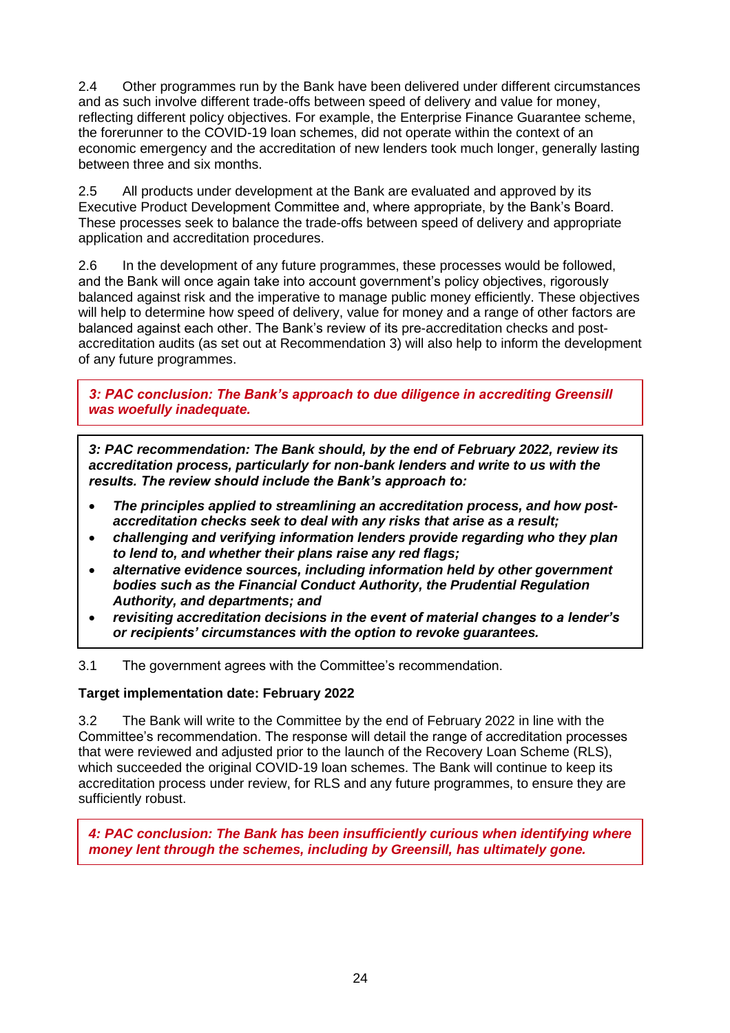2.4 Other programmes run by the Bank have been delivered under different circumstances and as such involve different trade-offs between speed of delivery and value for money, reflecting different policy objectives. For example, the Enterprise Finance Guarantee scheme, the forerunner to the COVID-19 loan schemes, did not operate within the context of an economic emergency and the accreditation of new lenders took much longer, generally lasting between three and six months.

2.5 All products under development at the Bank are evaluated and approved by its Executive Product Development Committee and, where appropriate, by the Bank's Board. These processes seek to balance the trade-offs between speed of delivery and appropriate application and accreditation procedures.

2.6 In the development of any future programmes, these processes would be followed, and the Bank will once again take into account government's policy objectives, rigorously balanced against risk and the imperative to manage public money efficiently. These objectives will help to determine how speed of delivery, value for money and a range of other factors are balanced against each other. The Bank's review of its pre-accreditation checks and post-accreditation audits (as set out at Recommendation 3) will also help to inform the development of any future programmes.

***3: PAC conclusion: The Bank's approach to due diligence in accrediting Greensill was woefully inadequate.***

***3: PAC recommendation: The Bank should, by the end of February 2022, review its accreditation process, particularly for non-bank lenders and write to us with the results. The review should include the Bank's approach to:***

- ***The principles applied to streamlining an accreditation process, and how post-accreditation checks seek to deal with any risks that arise as a result;***
- ***challenging and verifying information lenders provide regarding who they plan to lend to, and whether their plans raise any red flags;***
- ***alternative evidence sources, including information held by other government bodies such as the Financial Conduct Authority, the Prudential Regulation Authority, and departments; and***
- ***revisiting accreditation decisions in the event of material changes to a lender's or recipients' circumstances with the option to revoke guarantees.***

3.1 The government agrees with the Committee's recommendation.

**Target implementation date: February 2022**

3.2 The Bank will write to the Committee by the end of February 2022 in line with the Committee's recommendation. The response will detail the range of accreditation processes that were reviewed and adjusted prior to the launch of the Recovery Loan Scheme (RLS), which succeeded the original COVID-19 loan schemes. The Bank will continue to keep its accreditation process under review, for RLS and any future programmes, to ensure they are sufficiently robust.

***4: PAC conclusion: The Bank has been insufficiently curious when identifying where money lent through the schemes, including by Greensill, has ultimately gone.***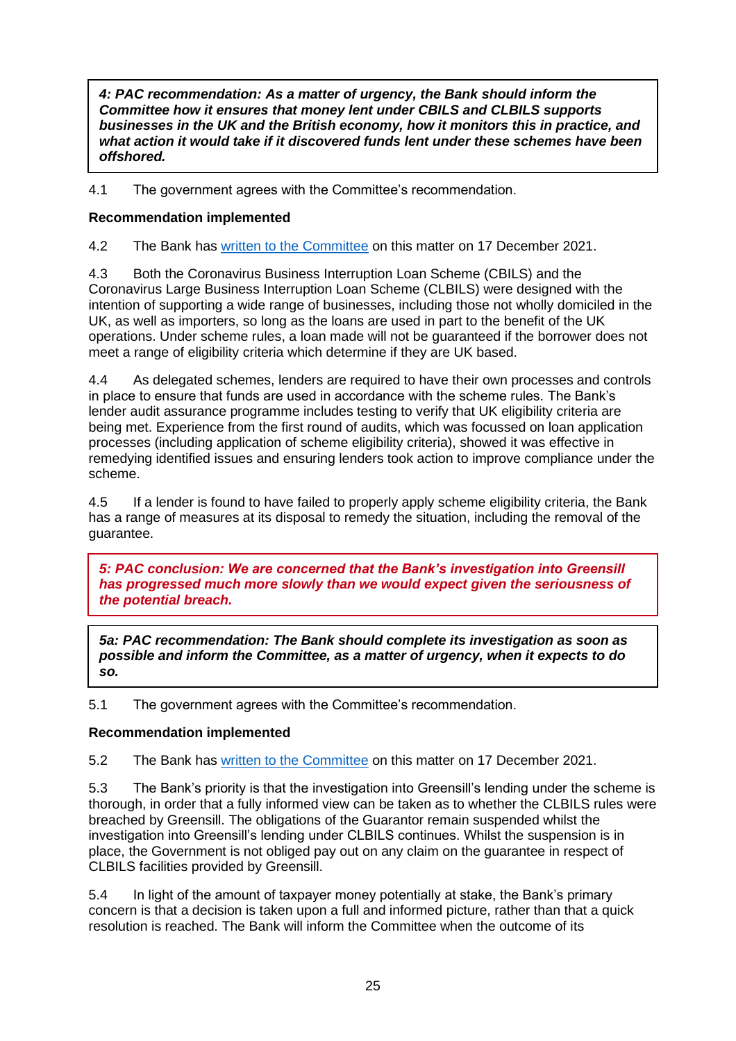***4: PAC recommendation: As a matter of urgency, the Bank should inform the Committee how it ensures that money lent under CBILS and CLBILS supports businesses in the UK and the British economy, how it monitors this in practice, and what action it would take if it discovered funds lent under these schemes have been offshored.***

4.1 The government agrees with the Committee's recommendation.

**Recommendation implemented**

4.2 The Bank has [written to the Committee](#) on this matter on 17 December 2021.

4.3 Both the Coronavirus Business Interruption Loan Scheme (CBILS) and the Coronavirus Large Business Interruption Loan Scheme (CLBILS) were designed with the intention of supporting a wide range of businesses, including those not wholly domiciled in the UK, as well as importers, so long as the loans are used in part to the benefit of the UK operations. Under scheme rules, a loan made will not be guaranteed if the borrower does not meet a range of eligibility criteria which determine if they are UK based.

4.4 As delegated schemes, lenders are required to have their own processes and controls in place to ensure that funds are used in accordance with the scheme rules. The Bank's lender audit assurance programme includes testing to verify that UK eligibility criteria are being met. Experience from the first round of audits, which was focussed on loan application processes (including application of scheme eligibility criteria), showed it was effective in remedying identified issues and ensuring lenders took action to improve compliance under the scheme.

4.5 If a lender is found to have failed to properly apply scheme eligibility criteria, the Bank has a range of measures at its disposal to remedy the situation, including the removal of the guarantee.

***5: PAC conclusion: We are concerned that the Bank's investigation into Greensill has progressed much more slowly than we would expect given the seriousness of the potential breach.***

***5a: PAC recommendation: The Bank should complete its investigation as soon as possible and inform the Committee, as a matter of urgency, when it expects to do so.***

5.1 The government agrees with the Committee's recommendation.

**Recommendation implemented**

5.2 The Bank has [written to the Committee](#) on this matter on 17 December 2021.

5.3 The Bank's priority is that the investigation into Greensill's lending under the scheme is thorough, in order that a fully informed view can be taken as to whether the CLBILS rules were breached by Greensill. The obligations of the Guarantor remain suspended whilst the investigation into Greensill's lending under CLBILS continues. Whilst the suspension is in place, the Government is not obliged pay out on any claim on the guarantee in respect of CLBILS facilities provided by Greensill.

5.4 In light of the amount of taxpayer money potentially at stake, the Bank's primary concern is that a decision is taken upon a full and informed picture, rather than that a quick resolution is reached. The Bank will inform the Committee when the outcome of its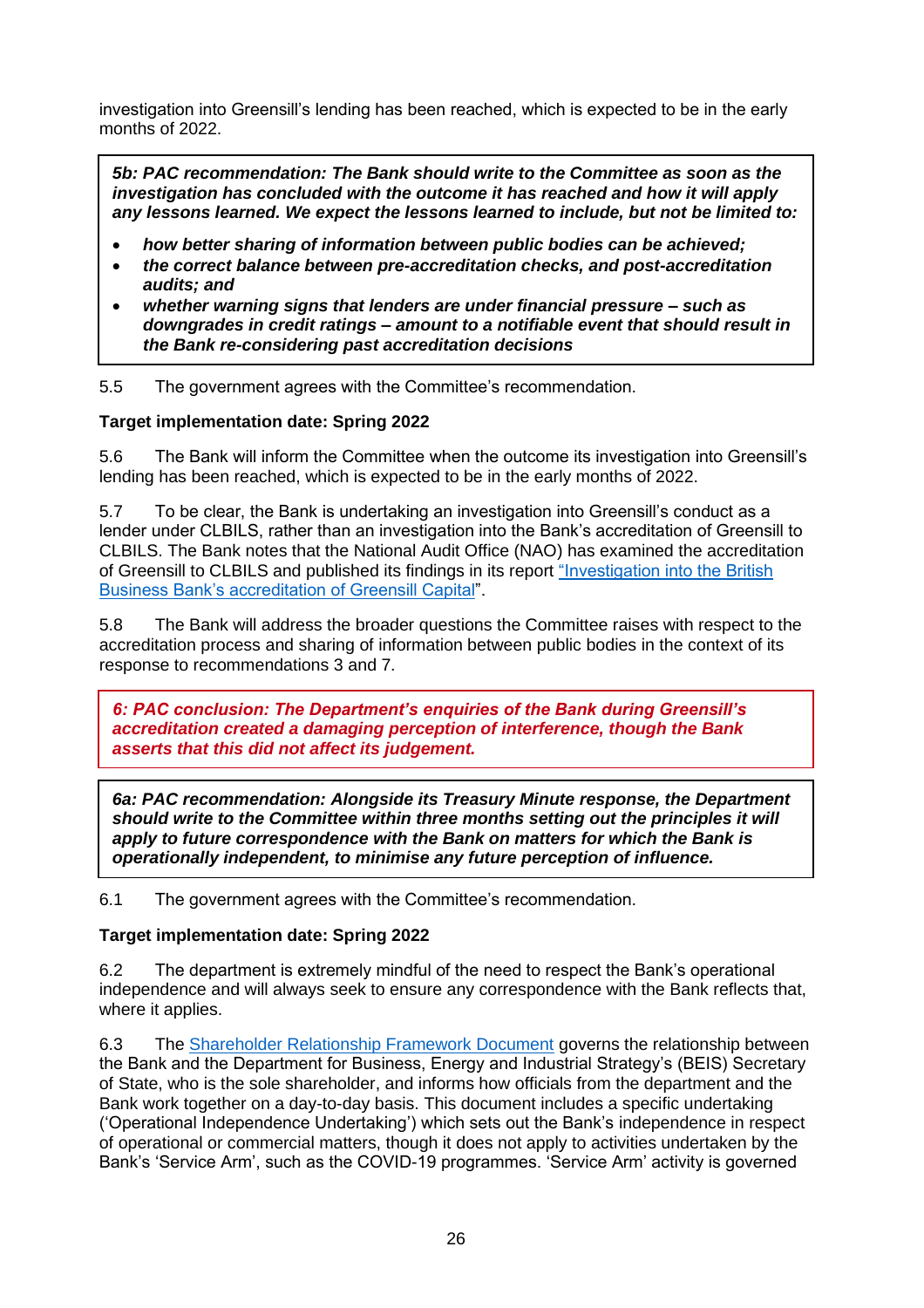investigation into Greensill's lending has been reached, which is expected to be in the early months of 2022.

> ***5b: PAC recommendation: The Bank should write to the Committee as soon as the investigation has concluded with the outcome it has reached and how it will apply any lessons learned. We expect the lessons learned to include, but not be limited to:***
>
> - ***how better sharing of information between public bodies can be achieved;***
> - ***the correct balance between pre-accreditation checks, and post-accreditation audits; and***
> - ***whether warning signs that lenders are under financial pressure – such as downgrades in credit ratings – amount to a notifiable event that should result in the Bank re-considering past accreditation decisions***

5.5 The government agrees with the Committee's recommendation.

**Target implementation date: Spring 2022**

5.6 The Bank will inform the Committee when the outcome its investigation into Greensill's lending has been reached, which is expected to be in the early months of 2022.

5.7 To be clear, the Bank is undertaking an investigation into Greensill's conduct as a lender under CLBILS, rather than an investigation into the Bank's accreditation of Greensill to CLBILS. The Bank notes that the National Audit Office (NAO) has examined the accreditation of Greensill to CLBILS and published its findings in its report "Investigation into the British Business Bank's accreditation of Greensill Capital".

5.8 The Bank will address the broader questions the Committee raises with respect to the accreditation process and sharing of information between public bodies in the context of its response to recommendations 3 and 7.

> ***6: PAC conclusion: The Department's enquiries of the Bank during Greensill's accreditation created a damaging perception of interference, though the Bank asserts that this did not affect its judgement.***

> ***6a: PAC recommendation: Alongside its Treasury Minute response, the Department should write to the Committee within three months setting out the principles it will apply to future correspondence with the Bank on matters for which the Bank is operationally independent, to minimise any future perception of influence.***

6.1 The government agrees with the Committee's recommendation.

**Target implementation date: Spring 2022**

6.2 The department is extremely mindful of the need to respect the Bank's operational independence and will always seek to ensure any correspondence with the Bank reflects that, where it applies.

6.3 The Shareholder Relationship Framework Document governs the relationship between the Bank and the Department for Business, Energy and Industrial Strategy's (BEIS) Secretary of State, who is the sole shareholder, and informs how officials from the department and the Bank work together on a day-to-day basis. This document includes a specific undertaking ('Operational Independence Undertaking') which sets out the Bank's independence in respect of operational or commercial matters, though it does not apply to activities undertaken by the Bank's 'Service Arm', such as the COVID-19 programmes. 'Service Arm' activity is governed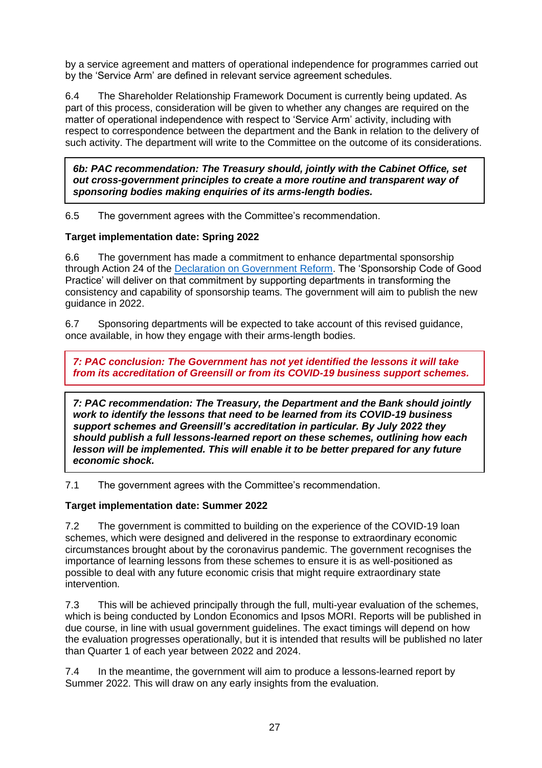by a service agreement and matters of operational independence for programmes carried out by the 'Service Arm' are defined in relevant service agreement schedules.

6.4 The Shareholder Relationship Framework Document is currently being updated. As part of this process, consideration will be given to whether any changes are required on the matter of operational independence with respect to 'Service Arm' activity, including with respect to correspondence between the department and the Bank in relation to the delivery of such activity. The department will write to the Committee on the outcome of its considerations.

***6b: PAC recommendation: The Treasury should, jointly with the Cabinet Office, set out cross-government principles to create a more routine and transparent way of sponsoring bodies making enquiries of its arms-length bodies.***

6.5 The government agrees with the Committee's recommendation.

**Target implementation date: Spring 2022**

6.6 The government has made a commitment to enhance departmental sponsorship through Action 24 of the Declaration on Government Reform. The 'Sponsorship Code of Good Practice' will deliver on that commitment by supporting departments in transforming the consistency and capability of sponsorship teams. The government will aim to publish the new guidance in 2022.

6.7 Sponsoring departments will be expected to take account of this revised guidance, once available, in how they engage with their arms-length bodies.

***7: PAC conclusion: The Government has not yet identified the lessons it will take from its accreditation of Greensill or from its COVID-19 business support schemes.***

***7: PAC recommendation: The Treasury, the Department and the Bank should jointly work to identify the lessons that need to be learned from its COVID-19 business support schemes and Greensill's accreditation in particular. By July 2022 they should publish a full lessons-learned report on these schemes, outlining how each lesson will be implemented. This will enable it to be better prepared for any future economic shock.***

7.1 The government agrees with the Committee's recommendation.

**Target implementation date: Summer 2022**

7.2 The government is committed to building on the experience of the COVID-19 loan schemes, which were designed and delivered in the response to extraordinary economic circumstances brought about by the coronavirus pandemic. The government recognises the importance of learning lessons from these schemes to ensure it is as well-positioned as possible to deal with any future economic crisis that might require extraordinary state intervention.

7.3 This will be achieved principally through the full, multi-year evaluation of the schemes, which is being conducted by London Economics and Ipsos MORI. Reports will be published in due course, in line with usual government guidelines. The exact timings will depend on how the evaluation progresses operationally, but it is intended that results will be published no later than Quarter 1 of each year between 2022 and 2024.

7.4 In the meantime, the government will aim to produce a lessons-learned report by Summer 2022. This will draw on any early insights from the evaluation.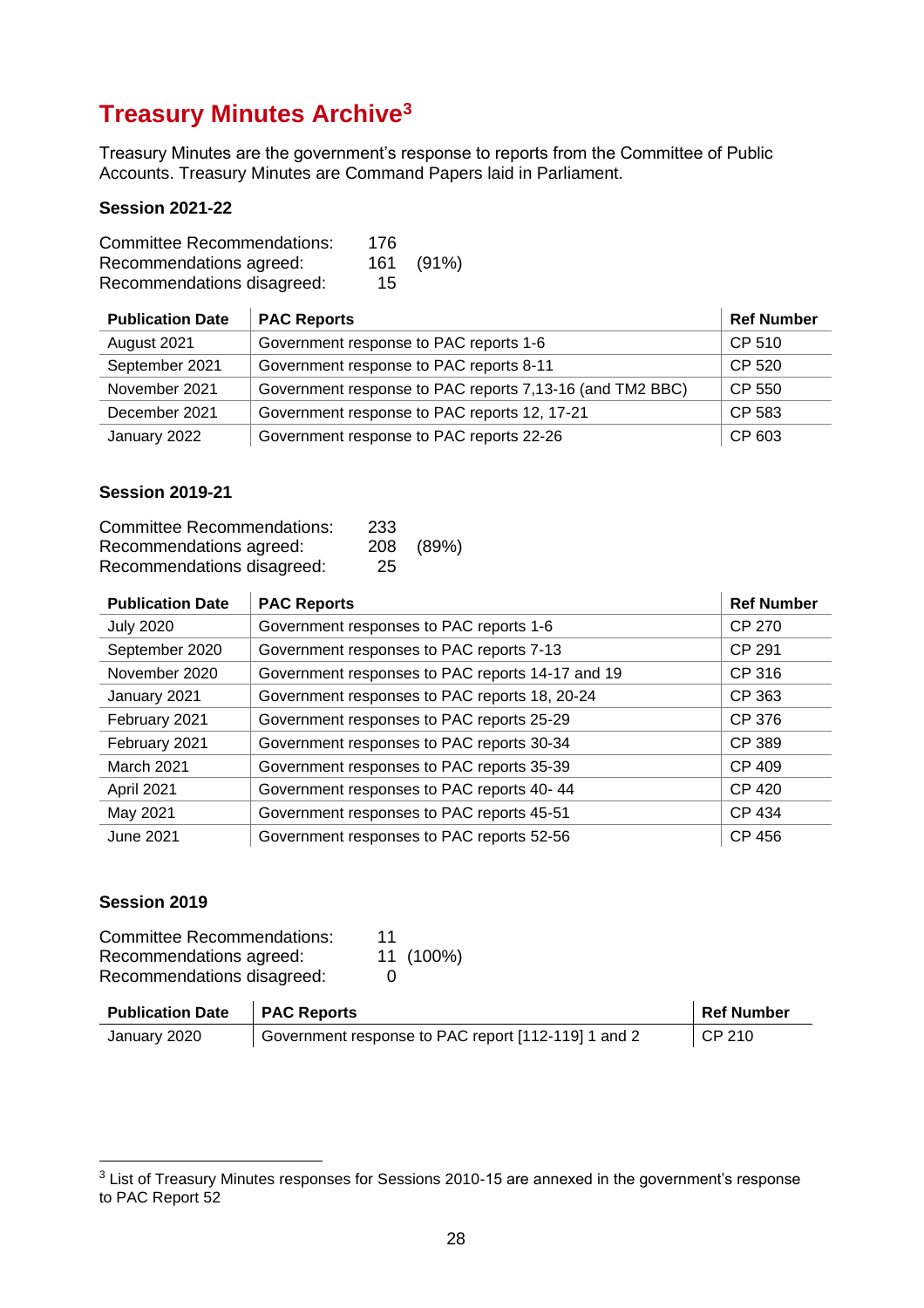## Treasury Minutes Archive[3]

Treasury Minutes are the government's response to reports from the Committee of Public Accounts. Treasury Minutes are Command Papers laid in Parliament.

**Session 2021-22**

Committee Recommendations: 176
Recommendations agreed: 161 (91%)
Recommendations disagreed: 15

| Publication Date | PAC Reports | Ref Number |
|---|---|---|
| August 2021 | Government response to PAC reports 1-6 | CP 510 |
| September 2021 | Government response to PAC reports 8-11 | CP 520 |
| November 2021 | Government response to PAC reports 7,13-16 (and TM2 BBC) | CP 550 |
| December 2021 | Government response to PAC reports 12, 17-21 | CP 583 |
| January 2022 | Government response to PAC reports 22-26 | CP 603 |

**Session 2019-21**

Committee Recommendations: 233
Recommendations agreed: 208 (89%)
Recommendations disagreed: 25

| Publication Date | PAC Reports | Ref Number |
|---|---|---|
| July 2020 | Government responses to PAC reports 1-6 | CP 270 |
| September 2020 | Government responses to PAC reports 7-13 | CP 291 |
| November 2020 | Government responses to PAC reports 14-17 and 19 | CP 316 |
| January 2021 | Government responses to PAC reports 18, 20-24 | CP 363 |
| February 2021 | Government responses to PAC reports 25-29 | CP 376 |
| February 2021 | Government responses to PAC reports 30-34 | CP 389 |
| March 2021 | Government responses to PAC reports 35-39 | CP 409 |
| April 2021 | Government responses to PAC reports 40- 44 | CP 420 |
| May 2021 | Government responses to PAC reports 45-51 | CP 434 |
| June 2021 | Government responses to PAC reports 52-56 | CP 456 |

**Session 2019**

Committee Recommendations: 11
Recommendations agreed: 11 (100%)
Recommendations disagreed: 0

| Publication Date | PAC Reports | Ref Number |
|---|---|---|
| January 2020 | Government response to PAC report [112-119] 1 and 2 | CP 210 |

[3] List of Treasury Minutes responses for Sessions 2010-15 are annexed in the government's response to PAC Report 52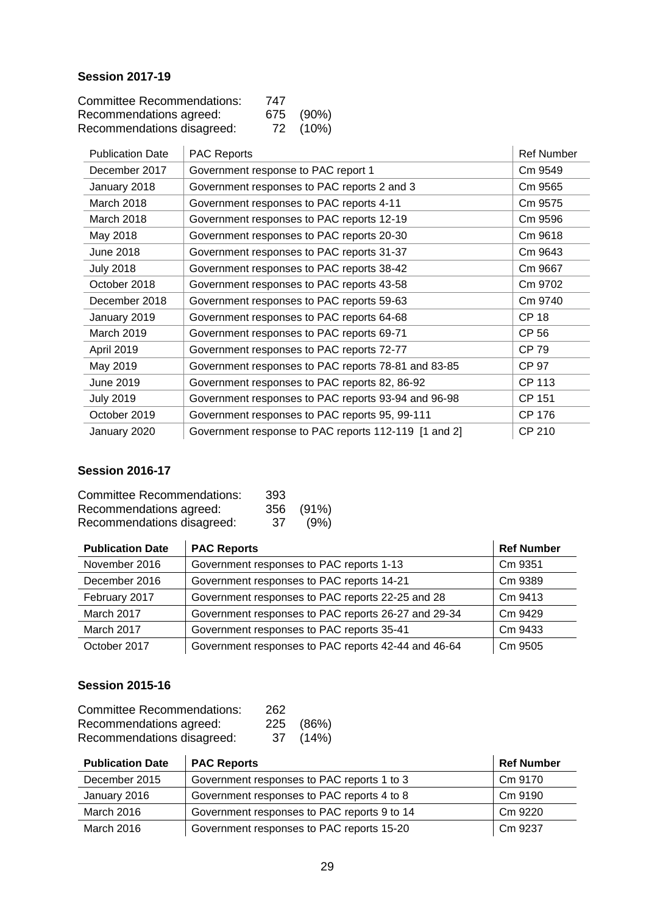### Session 2017-19

Committee Recommendations: 747
Recommendations agreed: 675 (90%)
Recommendations disagreed: 72 (10%)

| Publication Date | PAC Reports | Ref Number |
|---|---|---|
| December 2017 | Government response to PAC report 1 | Cm 9549 |
| January 2018 | Government responses to PAC reports 2 and 3 | Cm 9565 |
| March 2018 | Government responses to PAC reports 4-11 | Cm 9575 |
| March 2018 | Government responses to PAC reports 12-19 | Cm 9596 |
| May 2018 | Government responses to PAC reports 20-30 | Cm 9618 |
| June 2018 | Government responses to PAC reports 31-37 | Cm 9643 |
| July 2018 | Government responses to PAC reports 38-42 | Cm 9667 |
| October 2018 | Government responses to PAC reports 43-58 | Cm 9702 |
| December 2018 | Government responses to PAC reports 59-63 | Cm 9740 |
| January 2019 | Government responses to PAC reports 64-68 | CP 18 |
| March 2019 | Government responses to PAC reports 69-71 | CP 56 |
| April 2019 | Government responses to PAC reports 72-77 | CP 79 |
| May 2019 | Government responses to PAC reports 78-81 and 83-85 | CP 97 |
| June 2019 | Government responses to PAC reports 82, 86-92 | CP 113 |
| July 2019 | Government responses to PAC reports 93-94 and 96-98 | CP 151 |
| October 2019 | Government responses to PAC reports 95, 99-111 | CP 176 |
| January 2020 | Government response to PAC reports 112-119 [1 and 2] | CP 210 |

### Session 2016-17

Committee Recommendations: 393
Recommendations agreed: 356 (91%)
Recommendations disagreed: 37 (9%)

| **Publication Date** | **PAC Reports** | **Ref Number** |
|---|---|---|
| November 2016 | Government responses to PAC reports 1-13 | Cm 9351 |
| December 2016 | Government responses to PAC reports 14-21 | Cm 9389 |
| February 2017 | Government responses to PAC reports 22-25 and 28 | Cm 9413 |
| March 2017 | Government responses to PAC reports 26-27 and 29-34 | Cm 9429 |
| March 2017 | Government responses to PAC reports 35-41 | Cm 9433 |
| October 2017 | Government responses to PAC reports 42-44 and 46-64 | Cm 9505 |

### Session 2015-16

Committee Recommendations: 262
Recommendations agreed: 225 (86%)
Recommendations disagreed: 37 (14%)

| **Publication Date** | **PAC Reports** | **Ref Number** |
|---|---|---|
| December 2015 | Government responses to PAC reports 1 to 3 | Cm 9170 |
| January 2016 | Government responses to PAC reports 4 to 8 | Cm 9190 |
| March 2016 | Government responses to PAC reports 9 to 14 | Cm 9220 |
| March 2016 | Government responses to PAC reports 15-20 | Cm 9237 |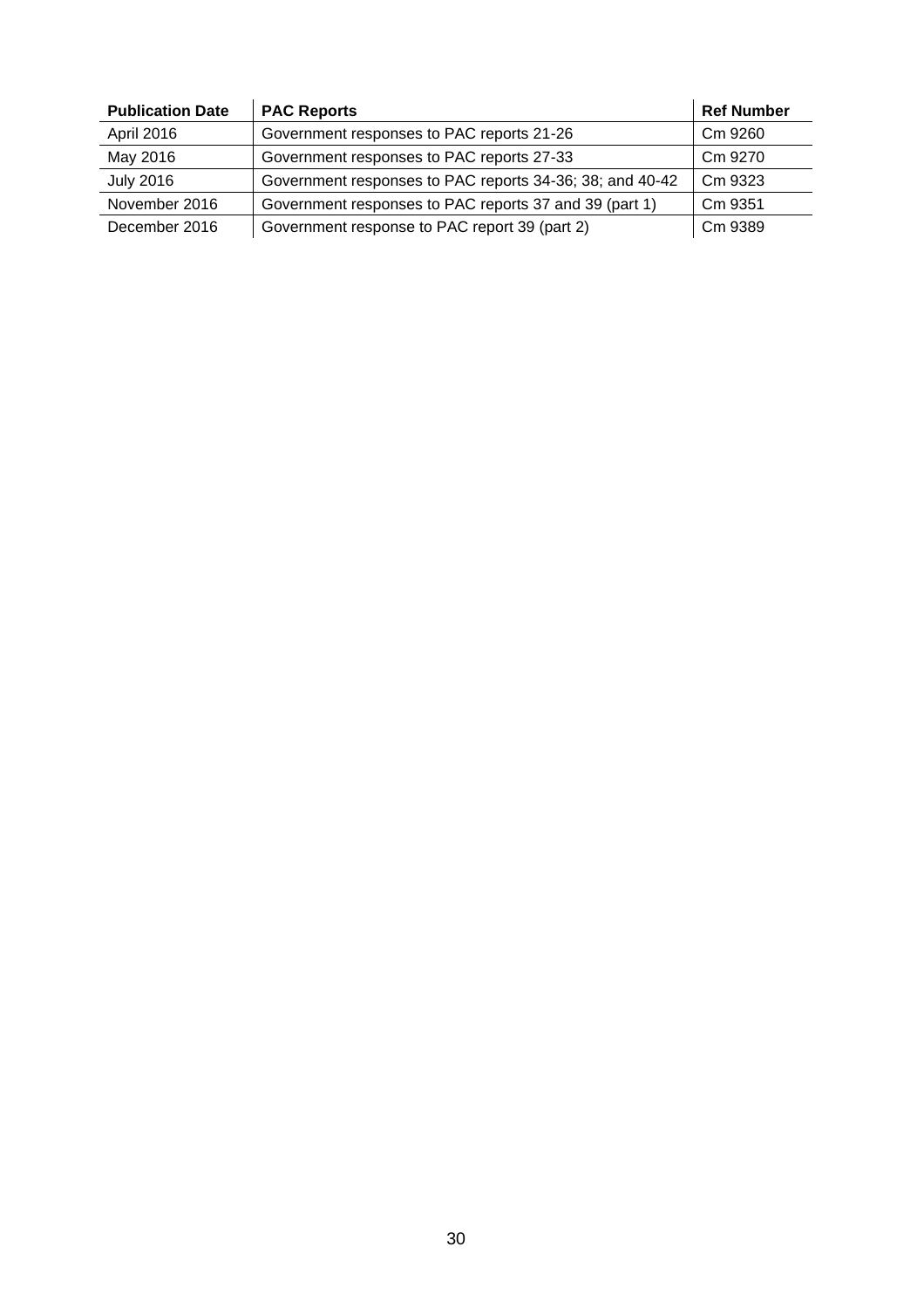| Publication Date | PAC Reports | Ref Number |
|---|---|---|
| April 2016 | Government responses to PAC reports 21-26 | Cm 9260 |
| May 2016 | Government responses to PAC reports 27-33 | Cm 9270 |
| July 2016 | Government responses to PAC reports 34-36; 38; and 40-42 | Cm 9323 |
| November 2016 | Government responses to PAC reports 37 and 39 (part 1) | Cm 9351 |
| December 2016 | Government response to PAC report 39 (part 2) | Cm 9389 |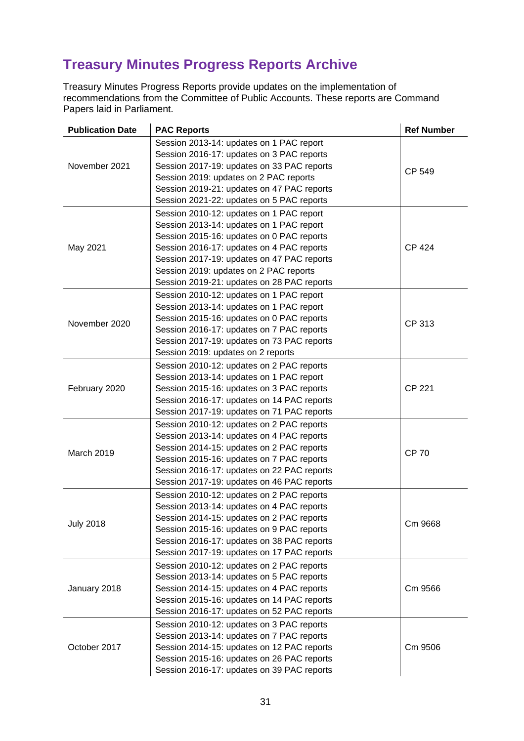# Treasury Minutes Progress Reports Archive

Treasury Minutes Progress Reports provide updates on the implementation of recommendations from the Committee of Public Accounts. These reports are Command Papers laid in Parliament.

| Publication Date | PAC Reports | Ref Number |
|---|---|---|
| November 2021 | Session 2013-14: updates on 1 PAC report<br>Session 2016-17: updates on 3 PAC reports<br>Session 2017-19: updates on 33 PAC reports<br>Session 2019: updates on 2 PAC reports<br>Session 2019-21: updates on 47 PAC reports<br>Session 2021-22: updates on 5 PAC reports | CP 549 |
| May 2021 | Session 2010-12: updates on 1 PAC report<br>Session 2013-14: updates on 1 PAC report<br>Session 2015-16: updates on 0 PAC reports<br>Session 2016-17: updates on 4 PAC reports<br>Session 2017-19: updates on 47 PAC reports<br>Session 2019: updates on 2 PAC reports<br>Session 2019-21: updates on 28 PAC reports | CP 424 |
| November 2020 | Session 2010-12: updates on 1 PAC report<br>Session 2013-14: updates on 1 PAC report<br>Session 2015-16: updates on 0 PAC reports<br>Session 2016-17: updates on 7 PAC reports<br>Session 2017-19: updates on 73 PAC reports<br>Session 2019: updates on 2 reports | CP 313 |
| February 2020 | Session 2010-12: updates on 2 PAC reports<br>Session 2013-14: updates on 1 PAC report<br>Session 2015-16: updates on 3 PAC reports<br>Session 2016-17: updates on 14 PAC reports<br>Session 2017-19: updates on 71 PAC reports | CP 221 |
| March 2019 | Session 2010-12: updates on 2 PAC reports<br>Session 2013-14: updates on 4 PAC reports<br>Session 2014-15: updates on 2 PAC reports<br>Session 2015-16: updates on 7 PAC reports<br>Session 2016-17: updates on 22 PAC reports<br>Session 2017-19: updates on 46 PAC reports | CP 70 |
| July 2018 | Session 2010-12: updates on 2 PAC reports<br>Session 2013-14: updates on 4 PAC reports<br>Session 2014-15: updates on 2 PAC reports<br>Session 2015-16: updates on 9 PAC reports<br>Session 2016-17: updates on 38 PAC reports<br>Session 2017-19: updates on 17 PAC reports | Cm 9668 |
| January 2018 | Session 2010-12: updates on 2 PAC reports<br>Session 2013-14: updates on 5 PAC reports<br>Session 2014-15: updates on 4 PAC reports<br>Session 2015-16: updates on 14 PAC reports<br>Session 2016-17: updates on 52 PAC reports | Cm 9566 |
| October 2017 | Session 2010-12: updates on 3 PAC reports<br>Session 2013-14: updates on 7 PAC reports<br>Session 2014-15: updates on 12 PAC reports<br>Session 2015-16: updates on 26 PAC reports<br>Session 2016-17: updates on 39 PAC reports | Cm 9506 |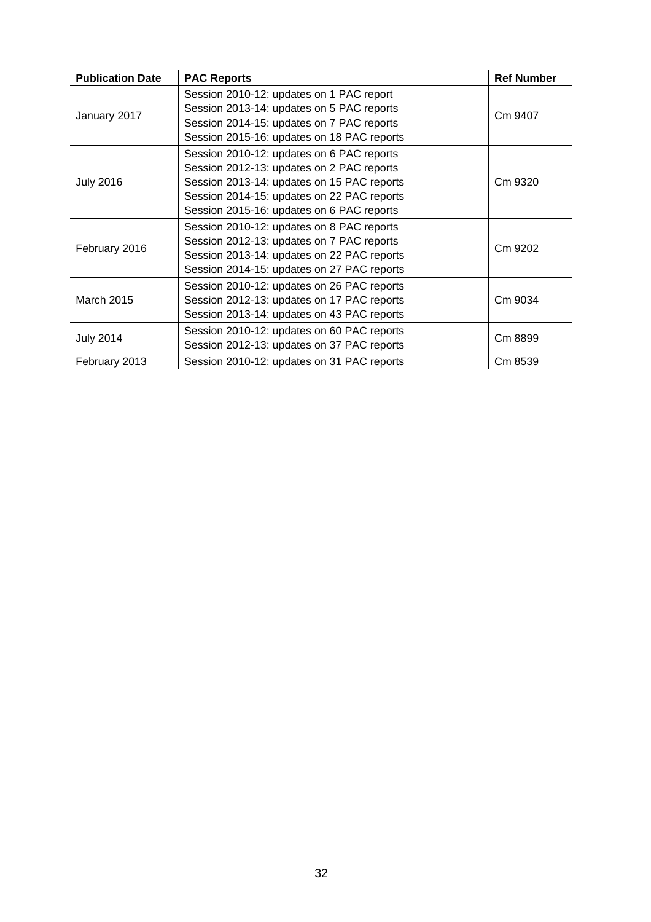| Publication Date | PAC Reports | Ref Number |
|---|---|---|
| January 2017 | Session 2010-12: updates on 1 PAC report<br>Session 2013-14: updates on 5 PAC reports<br>Session 2014-15: updates on 7 PAC reports<br>Session 2015-16: updates on 18 PAC reports | Cm 9407 |
| July 2016 | Session 2010-12: updates on 6 PAC reports<br>Session 2012-13: updates on 2 PAC reports<br>Session 2013-14: updates on 15 PAC reports<br>Session 2014-15: updates on 22 PAC reports<br>Session 2015-16: updates on 6 PAC reports | Cm 9320 |
| February 2016 | Session 2010-12: updates on 8 PAC reports<br>Session 2012-13: updates on 7 PAC reports<br>Session 2013-14: updates on 22 PAC reports<br>Session 2014-15: updates on 27 PAC reports | Cm 9202 |
| March 2015 | Session 2010-12: updates on 26 PAC reports<br>Session 2012-13: updates on 17 PAC reports<br>Session 2013-14: updates on 43 PAC reports | Cm 9034 |
| July 2014 | Session 2010-12: updates on 60 PAC reports<br>Session 2012-13: updates on 37 PAC reports | Cm 8899 |
| February 2013 | Session 2010-12: updates on 31 PAC reports | Cm 8539 |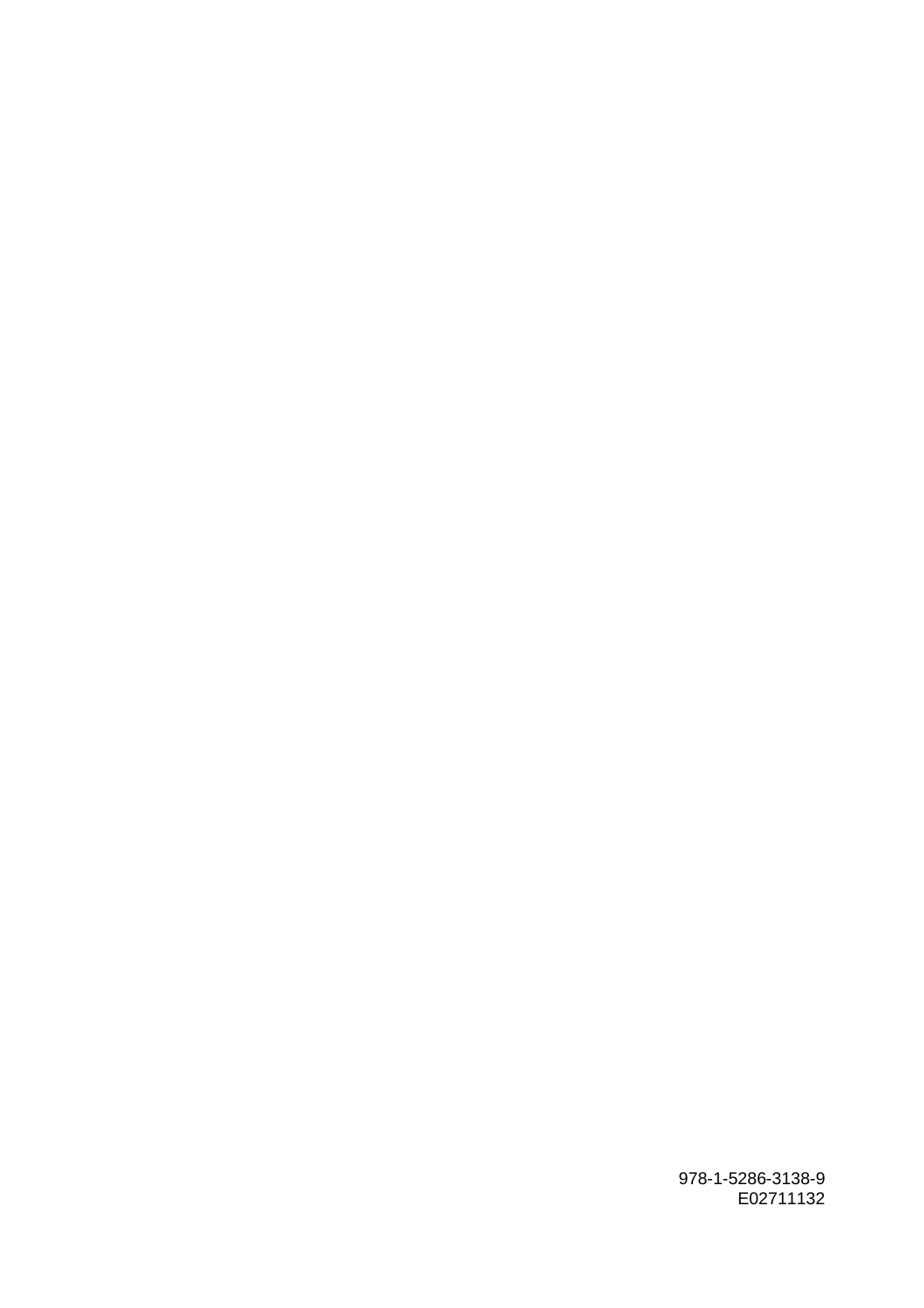978-1-5286-3138-9
E02711132